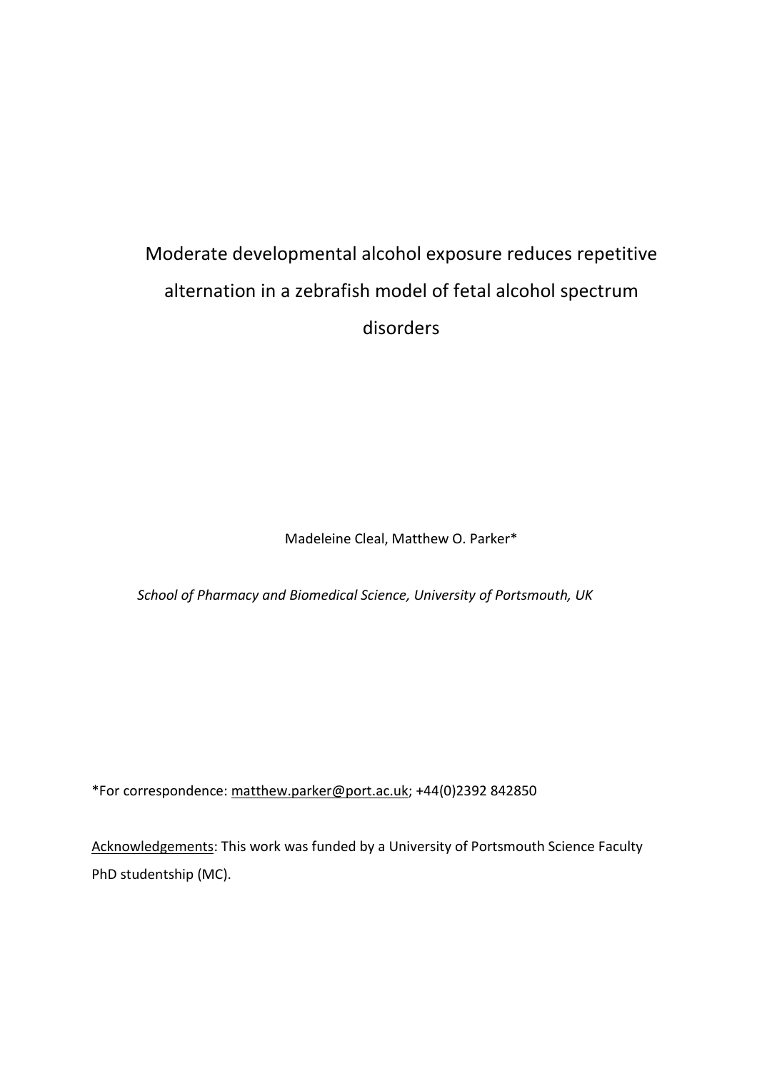# Moderate developmental alcohol exposure reduces repetitive alternation in a zebrafish model of fetal alcohol spectrum disorders

Madeleine Cleal, Matthew O. Parker*

*School of Pharmacy and Biomedical Science, University of Portsmouth, UK*

*For correspondence: matthew.parker@port.ac.uk; +44(0)2392 842850

Acknowledgements: This work was funded by a University of Portsmouth Science Faculty PhD studentship (MC).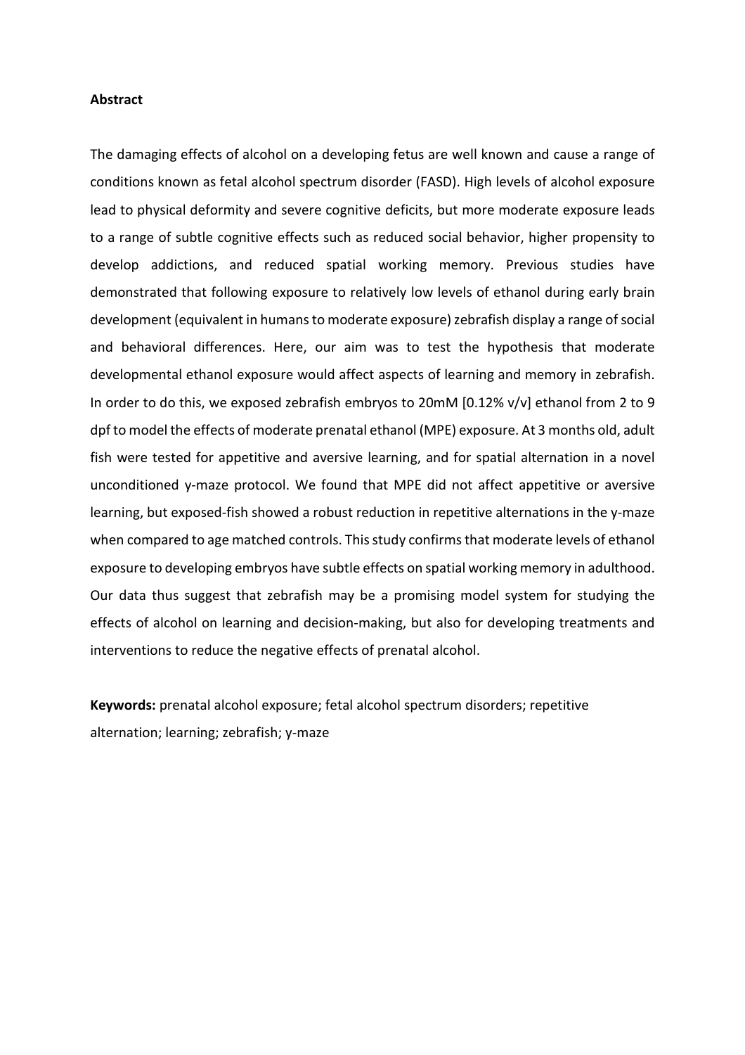**Abstract**

The damaging effects of alcohol on a developing fetus are well known and cause a range of conditions known as fetal alcohol spectrum disorder (FASD). High levels of alcohol exposure lead to physical deformity and severe cognitive deficits, but more moderate exposure leads to a range of subtle cognitive effects such as reduced social behavior, higher propensity to develop addictions, and reduced spatial working memory. Previous studies have demonstrated that following exposure to relatively low levels of ethanol during early brain development (equivalent in humans to moderate exposure) zebrafish display a range of social and behavioral differences. Here, our aim was to test the hypothesis that moderate developmental ethanol exposure would affect aspects of learning and memory in zebrafish. In order to do this, we exposed zebrafish embryos to 20mM [0.12% v/v] ethanol from 2 to 9 dpf to model the effects of moderate prenatal ethanol (MPE) exposure. At 3 months old, adult fish were tested for appetitive and aversive learning, and for spatial alternation in a novel unconditioned y-maze protocol. We found that MPE did not affect appetitive or aversive learning, but exposed-fish showed a robust reduction in repetitive alternations in the y-maze when compared to age matched controls. This study confirms that moderate levels of ethanol exposure to developing embryos have subtle effects on spatial working memory in adulthood. Our data thus suggest that zebrafish may be a promising model system for studying the effects of alcohol on learning and decision-making, but also for developing treatments and interventions to reduce the negative effects of prenatal alcohol.

**Keywords:** prenatal alcohol exposure; fetal alcohol spectrum disorders; repetitive alternation; learning; zebrafish; y-maze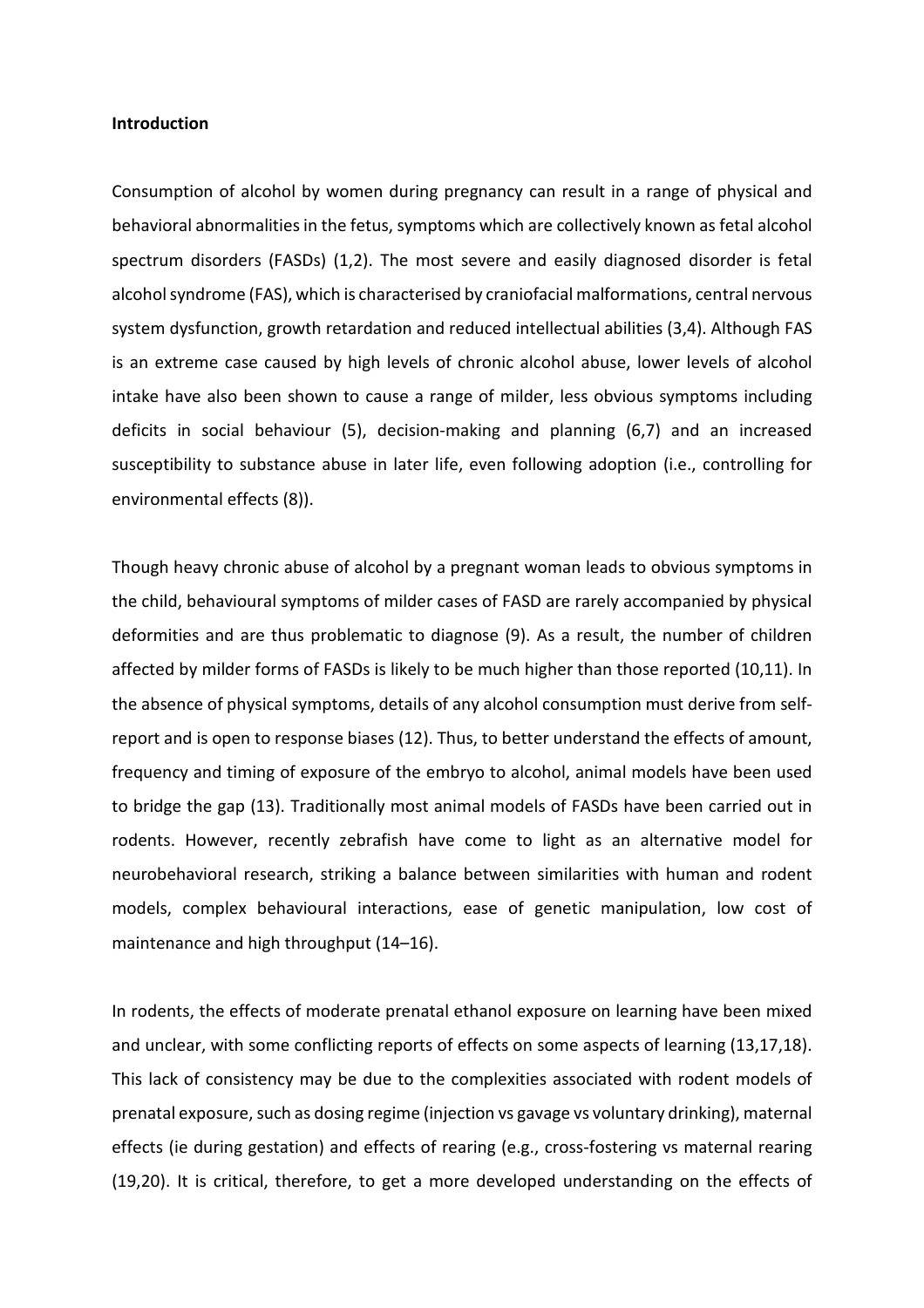**Introduction**

Consumption of alcohol by women during pregnancy can result in a range of physical and behavioral abnormalities in the fetus, symptoms which are collectively known as fetal alcohol spectrum disorders (FASDs) (1,2). The most severe and easily diagnosed disorder is fetal alcohol syndrome (FAS), which is characterised by craniofacial malformations, central nervous system dysfunction, growth retardation and reduced intellectual abilities (3,4). Although FAS is an extreme case caused by high levels of chronic alcohol abuse, lower levels of alcohol intake have also been shown to cause a range of milder, less obvious symptoms including deficits in social behaviour (5), decision-making and planning (6,7) and an increased susceptibility to substance abuse in later life, even following adoption (i.e., controlling for environmental effects (8)).

Though heavy chronic abuse of alcohol by a pregnant woman leads to obvious symptoms in the child, behavioural symptoms of milder cases of FASD are rarely accompanied by physical deformities and are thus problematic to diagnose (9). As a result, the number of children affected by milder forms of FASDs is likely to be much higher than those reported (10,11). In the absence of physical symptoms, details of any alcohol consumption must derive from self-report and is open to response biases (12). Thus, to better understand the effects of amount, frequency and timing of exposure of the embryo to alcohol, animal models have been used to bridge the gap (13). Traditionally most animal models of FASDs have been carried out in rodents. However, recently zebrafish have come to light as an alternative model for neurobehavioral research, striking a balance between similarities with human and rodent models, complex behavioural interactions, ease of genetic manipulation, low cost of maintenance and high throughput (14–16).

In rodents, the effects of moderate prenatal ethanol exposure on learning have been mixed and unclear, with some conflicting reports of effects on some aspects of learning (13,17,18). This lack of consistency may be due to the complexities associated with rodent models of prenatal exposure, such as dosing regime (injection vs gavage vs voluntary drinking), maternal effects (ie during gestation) and effects of rearing (e.g., cross-fostering vs maternal rearing (19,20). It is critical, therefore, to get a more developed understanding on the effects of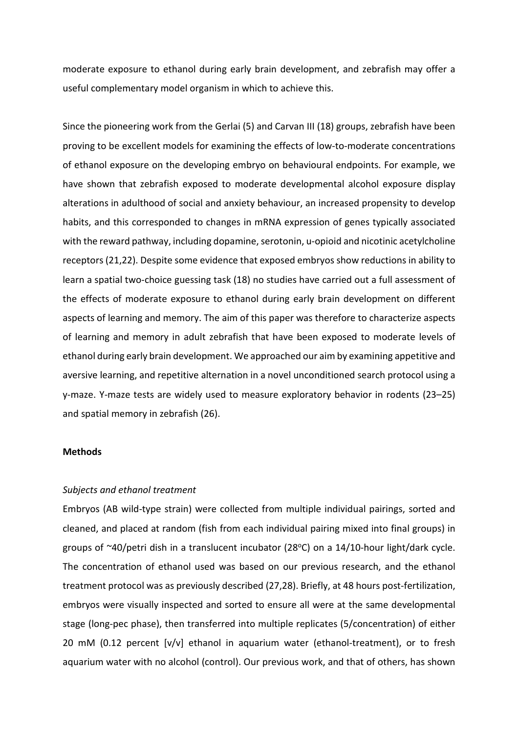moderate exposure to ethanol during early brain development, and zebrafish may offer a useful complementary model organism in which to achieve this.

Since the pioneering work from the Gerlai (5) and Carvan III (18) groups, zebrafish have been proving to be excellent models for examining the effects of low-to-moderate concentrations of ethanol exposure on the developing embryo on behavioural endpoints. For example, we have shown that zebrafish exposed to moderate developmental alcohol exposure display alterations in adulthood of social and anxiety behaviour, an increased propensity to develop habits, and this corresponded to changes in mRNA expression of genes typically associated with the reward pathway, including dopamine, serotonin, u-opioid and nicotinic acetylcholine receptors (21,22). Despite some evidence that exposed embryos show reductions in ability to learn a spatial two-choice guessing task (18) no studies have carried out a full assessment of the effects of moderate exposure to ethanol during early brain development on different aspects of learning and memory. The aim of this paper was therefore to characterize aspects of learning and memory in adult zebrafish that have been exposed to moderate levels of ethanol during early brain development. We approached our aim by examining appetitive and aversive learning, and repetitive alternation in a novel unconditioned search protocol using a y-maze. Y-maze tests are widely used to measure exploratory behavior in rodents (23–25) and spatial memory in zebrafish (26).

**Methods**

*Subjects and ethanol treatment*

Embryos (AB wild-type strain) were collected from multiple individual pairings, sorted and cleaned, and placed at random (fish from each individual pairing mixed into final groups) in groups of ~40/petri dish in a translucent incubator (28$^{o}$C) on a 14/10-hour light/dark cycle. The concentration of ethanol used was based on our previous research, and the ethanol treatment protocol was as previously described (27,28). Briefly, at 48 hours post-fertilization, embryos were visually inspected and sorted to ensure all were at the same developmental stage (long-pec phase), then transferred into multiple replicates (5/concentration) of either 20 mM (0.12 percent [v/v] ethanol in aquarium water (ethanol-treatment), or to fresh aquarium water with no alcohol (control). Our previous work, and that of others, has shown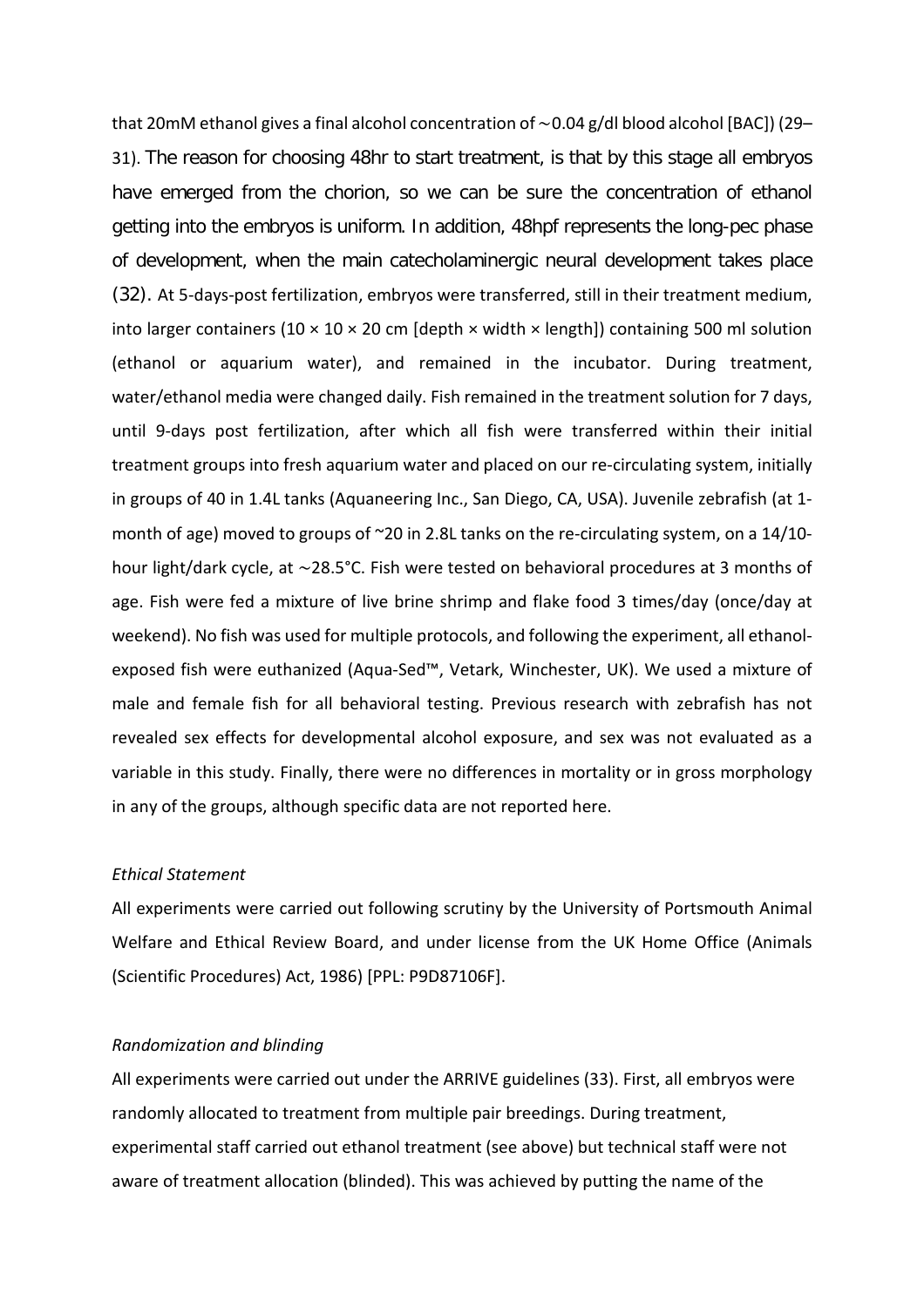that 20mM ethanol gives a final alcohol concentration of ~0.04 g/dl blood alcohol [BAC]) (29–31). The reason for choosing 48hr to start treatment, is that by this stage all embryos have emerged from the chorion, so we can be sure the concentration of ethanol getting into the embryos is uniform. In addition, 48hpf represents the long-pec phase of development, when the main catecholaminergic neural development takes place (32). At 5-days-post fertilization, embryos were transferred, still in their treatment medium, into larger containers (10 × 10 × 20 cm [depth × width × length]) containing 500 ml solution (ethanol or aquarium water), and remained in the incubator. During treatment, water/ethanol media were changed daily. Fish remained in the treatment solution for 7 days, until 9-days post fertilization, after which all fish were transferred within their initial treatment groups into fresh aquarium water and placed on our re-circulating system, initially in groups of 40 in 1.4L tanks (Aquaneering Inc., San Diego, CA, USA). Juvenile zebrafish (at 1-month of age) moved to groups of ~20 in 2.8L tanks on the re-circulating system, on a 14/10-hour light/dark cycle, at ~28.5°C. Fish were tested on behavioral procedures at 3 months of age. Fish were fed a mixture of live brine shrimp and flake food 3 times/day (once/day at weekend). No fish was used for multiple protocols, and following the experiment, all ethanol-exposed fish were euthanized (Aqua-Sed™, Vetark, Winchester, UK). We used a mixture of male and female fish for all behavioral testing. Previous research with zebrafish has not revealed sex effects for developmental alcohol exposure, and sex was not evaluated as a variable in this study. Finally, there were no differences in mortality or in gross morphology in any of the groups, although specific data are not reported here.

*Ethical Statement*

All experiments were carried out following scrutiny by the University of Portsmouth Animal Welfare and Ethical Review Board, and under license from the UK Home Office (Animals (Scientific Procedures) Act, 1986) [PPL: P9D87106F].

*Randomization and blinding*

All experiments were carried out under the ARRIVE guidelines (33). First, all embryos were randomly allocated to treatment from multiple pair breedings. During treatment, experimental staff carried out ethanol treatment (see above) but technical staff were not aware of treatment allocation (blinded). This was achieved by putting the name of the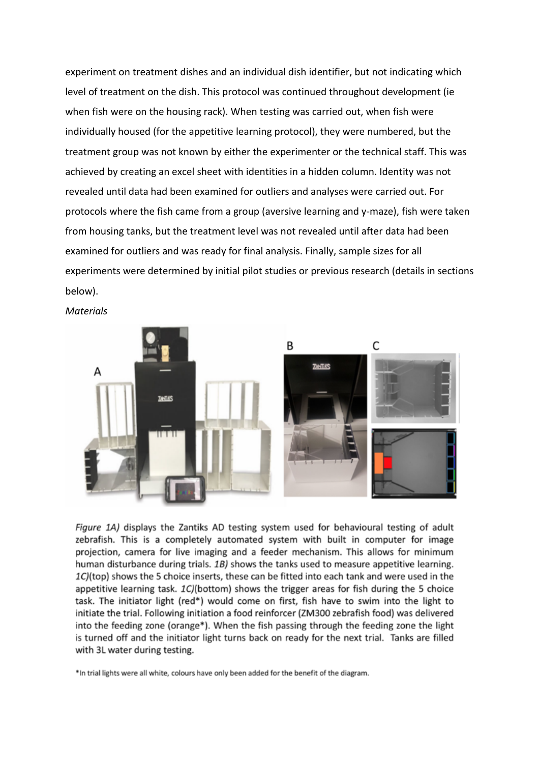experiment on treatment dishes and an individual dish identifier, but not indicating which level of treatment on the dish. This protocol was continued throughout development (ie when fish were on the housing rack). When testing was carried out, when fish were individually housed (for the appetitive learning protocol), they were numbered, but the treatment group was not known by either the experimenter or the technical staff. This was achieved by creating an excel sheet with identities in a hidden column. Identity was not revealed until data had been examined for outliers and analyses were carried out. For protocols where the fish came from a group (aversive learning and y-maze), fish were taken from housing tanks, but the treatment level was not revealed until after data had been examined for outliers and was ready for final analysis. Finally, sample sizes for all experiments were determined by initial pilot studies or previous research (details in sections below).

*Materials*

*Figure 1A)* displays the Zantiks AD testing system used for behavioural testing of adult zebrafish. This is a completely automated system with built in computer for image projection, camera for live imaging and a feeder mechanism. This allows for minimum human disturbance during trials. *1B)* shows the tanks used to measure appetitive learning. *1C)*(top) shows the 5 choice inserts, these can be fitted into each tank and were used in the appetitive learning task. *1C)*(bottom) shows the trigger areas for fish during the 5 choice task. The initiator light (red*) would come on first, fish have to swim into the light to initiate the trial. Following initiation a food reinforcer (ZM300 zebrafish food) was delivered into the feeding zone (orange*). When the fish passing through the feeding zone the light is turned off and the initiator light turns back on ready for the next trial. Tanks are filled with 3L water during testing.

*In trial lights were all white, colours have only been added for the benefit of the diagram.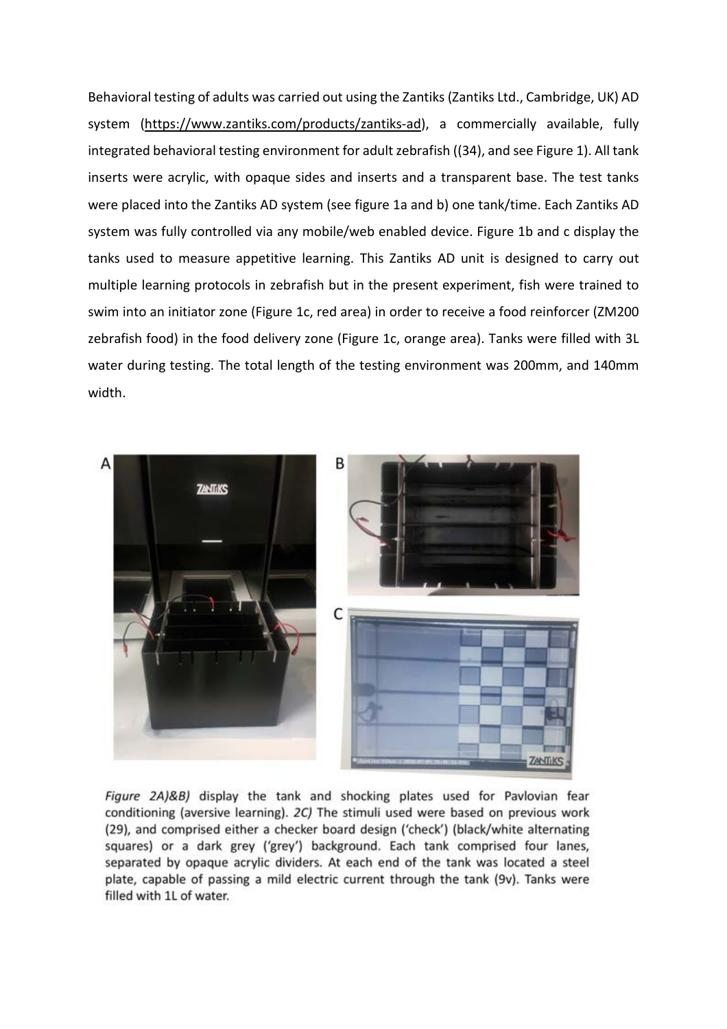Behavioral testing of adults was carried out using the Zantiks (Zantiks Ltd., Cambridge, UK) AD system (https://www.zantiks.com/products/zantiks-ad), a commercially available, fully integrated behavioral testing environment for adult zebrafish ((34), and see Figure 1). All tank inserts were acrylic, with opaque sides and inserts and a transparent base. The test tanks were placed into the Zantiks AD system (see figure 1a and b) one tank/time. Each Zantiks AD system was fully controlled via any mobile/web enabled device. Figure 1b and c display the tanks used to measure appetitive learning. This Zantiks AD unit is designed to carry out multiple learning protocols in zebrafish but in the present experiment, fish were trained to swim into an initiator zone (Figure 1c, red area) in order to receive a food reinforcer (ZM200 zebrafish food) in the food delivery zone (Figure 1c, orange area). Tanks were filled with 3L water during testing. The total length of the testing environment was 200mm, and 140mm width.

*Figure 2A)&B)* display the tank and shocking plates used for Pavlovian fear conditioning (aversive learning). *2C)* The stimuli used were based on previous work (29), and comprised either a checker board design ('check') (black/white alternating squares) or a dark grey ('grey') background. Each tank comprised four lanes, separated by opaque acrylic dividers. At each end of the tank was located a steel plate, capable of passing a mild electric current through the tank (9v). Tanks were filled with 1L of water.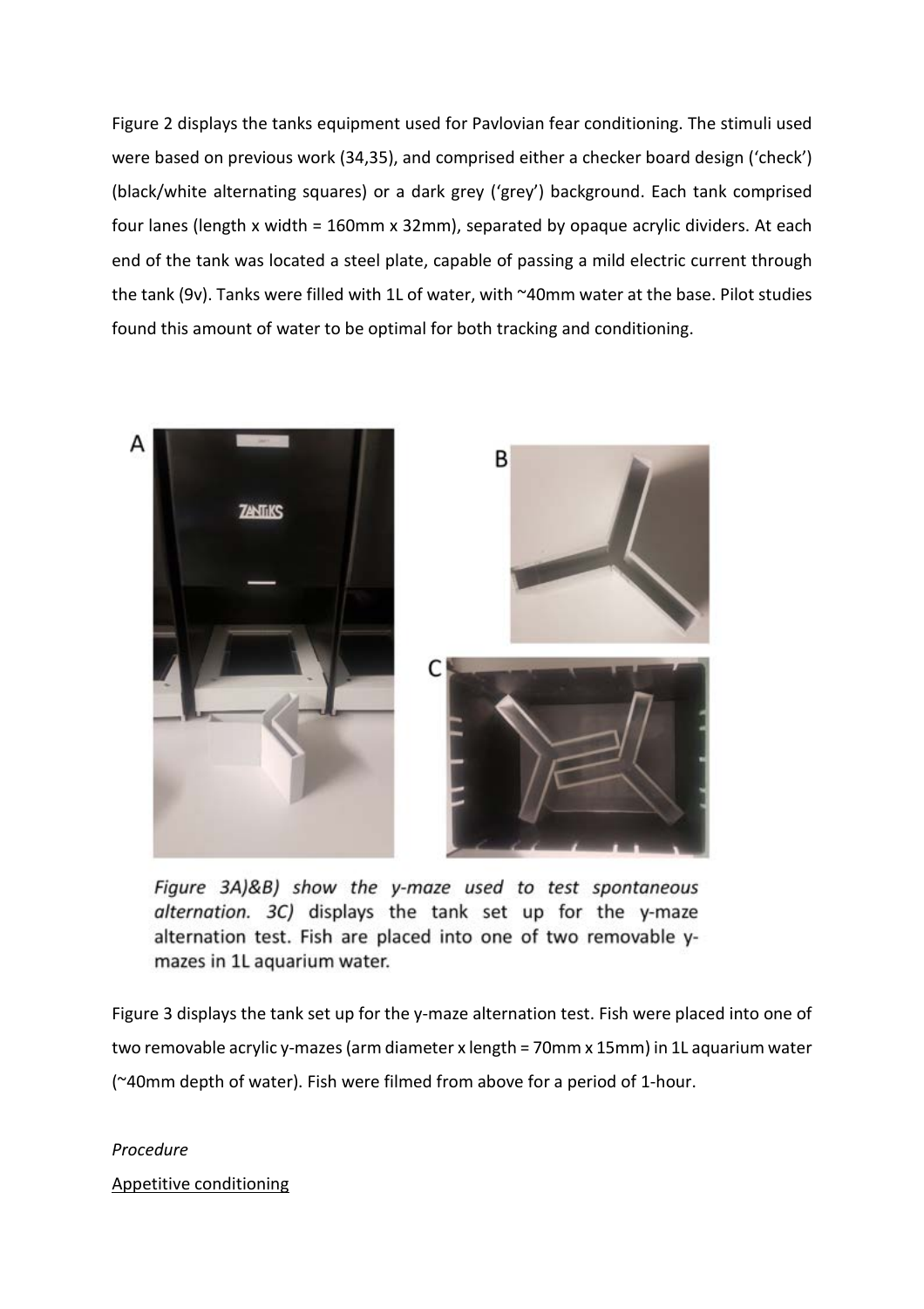Figure 2 displays the tanks equipment used for Pavlovian fear conditioning. The stimuli used were based on previous work (34,35), and comprised either a checker board design ('check') (black/white alternating squares) or a dark grey ('grey') background. Each tank comprised four lanes (length x width = 160mm x 32mm), separated by opaque acrylic dividers. At each end of the tank was located a steel plate, capable of passing a mild electric current through the tank (9v). Tanks were filled with 1L of water, with ~40mm water at the base. Pilot studies found this amount of water to be optimal for both tracking and conditioning.

*Figure 3A)&B) show the y-maze used to test spontaneous alternation. 3C)* displays the tank set up for the y-maze alternation test. Fish are placed into one of two removable y-mazes in 1L aquarium water.

Figure 3 displays the tank set up for the y-maze alternation test. Fish were placed into one of two removable acrylic y-mazes (arm diameter x length = 70mm x 15mm) in 1L aquarium water (~40mm depth of water). Fish were filmed from above for a period of 1-hour.

*Procedure*

<u>Appetitive conditioning</u>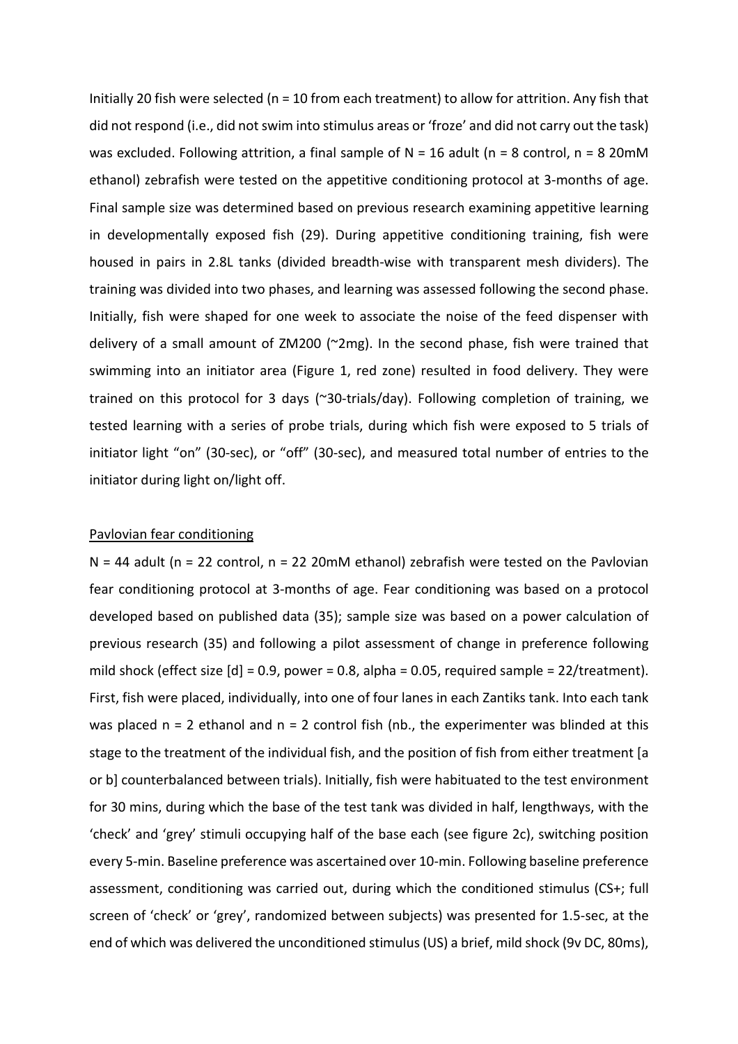Initially 20 fish were selected (n = 10 from each treatment) to allow for attrition. Any fish that did not respond (i.e., did not swim into stimulus areas or 'froze' and did not carry out the task) was excluded. Following attrition, a final sample of N = 16 adult (n = 8 control, n = 8 20mM ethanol) zebrafish were tested on the appetitive conditioning protocol at 3-months of age. Final sample size was determined based on previous research examining appetitive learning in developmentally exposed fish (29). During appetitive conditioning training, fish were housed in pairs in 2.8L tanks (divided breadth-wise with transparent mesh dividers). The training was divided into two phases, and learning was assessed following the second phase. Initially, fish were shaped for one week to associate the noise of the feed dispenser with delivery of a small amount of ZM200 (~2mg). In the second phase, fish were trained that swimming into an initiator area (Figure 1, red zone) resulted in food delivery. They were trained on this protocol for 3 days (~30-trials/day). Following completion of training, we tested learning with a series of probe trials, during which fish were exposed to 5 trials of initiator light "on" (30-sec), or "off" (30-sec), and measured total number of entries to the initiator during light on/light off.

Pavlovian fear conditioning

N = 44 adult (n = 22 control, n = 22 20mM ethanol) zebrafish were tested on the Pavlovian fear conditioning protocol at 3-months of age. Fear conditioning was based on a protocol developed based on published data (35); sample size was based on a power calculation of previous research (35) and following a pilot assessment of change in preference following mild shock (effect size [d] = 0.9, power = 0.8, alpha = 0.05, required sample = 22/treatment). First, fish were placed, individually, into one of four lanes in each Zantiks tank. Into each tank was placed n = 2 ethanol and n = 2 control fish (nb., the experimenter was blinded at this stage to the treatment of the individual fish, and the position of fish from either treatment [a or b] counterbalanced between trials). Initially, fish were habituated to the test environment for 30 mins, during which the base of the test tank was divided in half, lengthways, with the 'check' and 'grey' stimuli occupying half of the base each (see figure 2c), switching position every 5-min. Baseline preference was ascertained over 10-min. Following baseline preference assessment, conditioning was carried out, during which the conditioned stimulus (CS+; full screen of 'check' or 'grey', randomized between subjects) was presented for 1.5-sec, at the end of which was delivered the unconditioned stimulus (US) a brief, mild shock (9v DC, 80ms),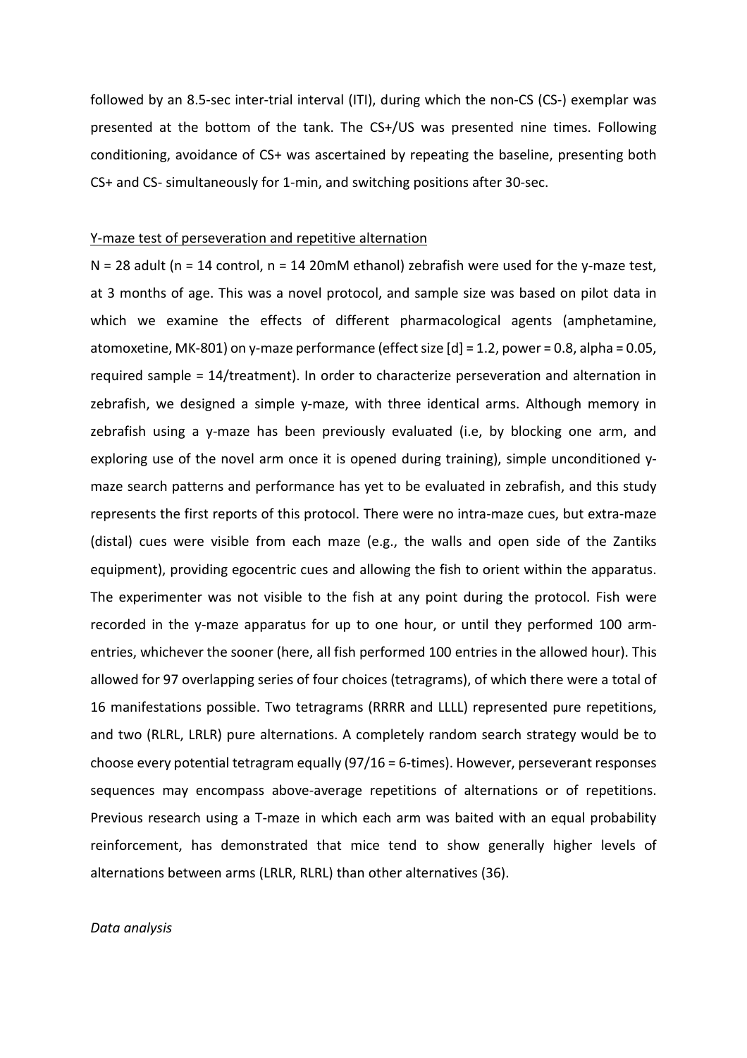followed by an 8.5-sec inter-trial interval (ITI), during which the non-CS (CS-) exemplar was presented at the bottom of the tank. The CS+/US was presented nine times. Following conditioning, avoidance of CS+ was ascertained by repeating the baseline, presenting both CS+ and CS- simultaneously for 1-min, and switching positions after 30-sec.

Y-maze test of perseveration and repetitive alternation

N = 28 adult (n = 14 control, n = 14 20mM ethanol) zebrafish were used for the y-maze test, at 3 months of age. This was a novel protocol, and sample size was based on pilot data in which we examine the effects of different pharmacological agents (amphetamine, atomoxetine, MK-801) on y-maze performance (effect size [d] = 1.2, power = 0.8, alpha = 0.05, required sample = 14/treatment). In order to characterize perseveration and alternation in zebrafish, we designed a simple y-maze, with three identical arms. Although memory in zebrafish using a y-maze has been previously evaluated (i.e, by blocking one arm, and exploring use of the novel arm once it is opened during training), simple unconditioned y-maze search patterns and performance has yet to be evaluated in zebrafish, and this study represents the first reports of this protocol. There were no intra-maze cues, but extra-maze (distal) cues were visible from each maze (e.g., the walls and open side of the Zantiks equipment), providing egocentric cues and allowing the fish to orient within the apparatus. The experimenter was not visible to the fish at any point during the protocol. Fish were recorded in the y-maze apparatus for up to one hour, or until they performed 100 arm-entries, whichever the sooner (here, all fish performed 100 entries in the allowed hour). This allowed for 97 overlapping series of four choices (tetragrams), of which there were a total of 16 manifestations possible. Two tetragrams (RRRR and LLLL) represented pure repetitions, and two (RLRL, LRLR) pure alternations. A completely random search strategy would be to choose every potential tetragram equally (97/16 = 6-times). However, perseverant responses sequences may encompass above-average repetitions of alternations or of repetitions. Previous research using a T-maze in which each arm was baited with an equal probability reinforcement, has demonstrated that mice tend to show generally higher levels of alternations between arms (LRLR, RLRL) than other alternatives (36).

*Data analysis*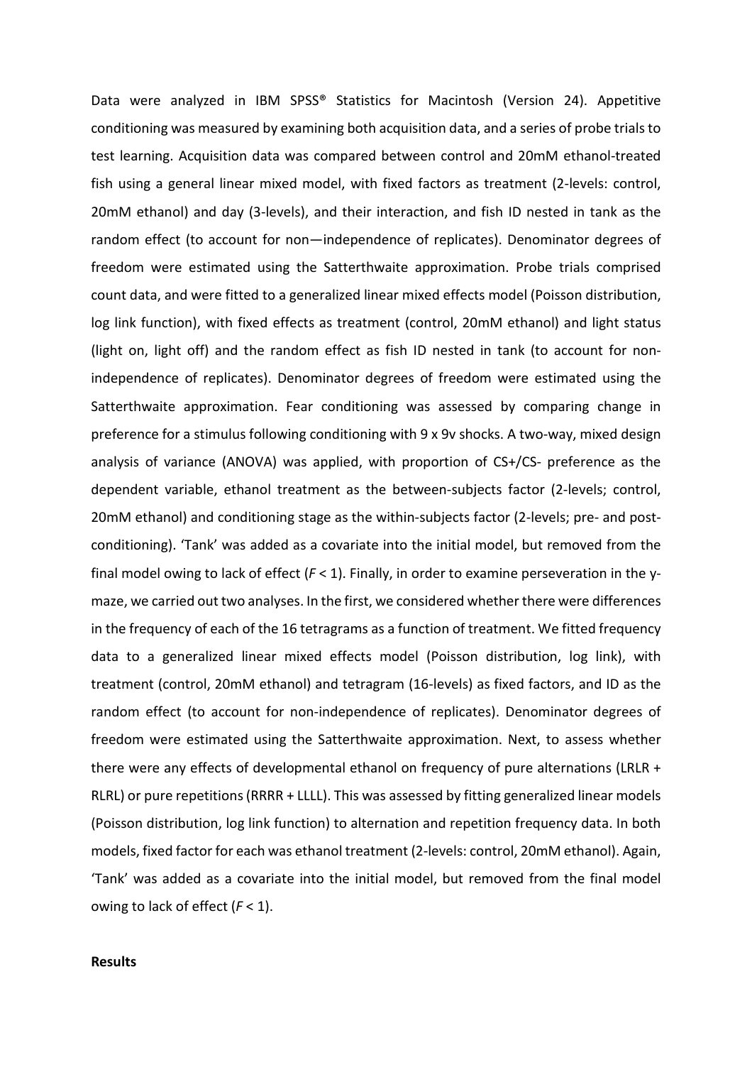Data were analyzed in IBM SPSS® Statistics for Macintosh (Version 24). Appetitive conditioning was measured by examining both acquisition data, and a series of probe trials to test learning. Acquisition data was compared between control and 20mM ethanol-treated fish using a general linear mixed model, with fixed factors as treatment (2-levels: control, 20mM ethanol) and day (3-levels), and their interaction, and fish ID nested in tank as the random effect (to account for non—independence of replicates). Denominator degrees of freedom were estimated using the Satterthwaite approximation. Probe trials comprised count data, and were fitted to a generalized linear mixed effects model (Poisson distribution, log link function), with fixed effects as treatment (control, 20mM ethanol) and light status (light on, light off) and the random effect as fish ID nested in tank (to account for non-independence of replicates). Denominator degrees of freedom were estimated using the Satterthwaite approximation. Fear conditioning was assessed by comparing change in preference for a stimulus following conditioning with 9 x 9v shocks. A two-way, mixed design analysis of variance (ANOVA) was applied, with proportion of CS+/CS- preference as the dependent variable, ethanol treatment as the between-subjects factor (2-levels; control, 20mM ethanol) and conditioning stage as the within-subjects factor (2-levels; pre- and post-conditioning). 'Tank' was added as a covariate into the initial model, but removed from the final model owing to lack of effect ($F < 1$). Finally, in order to examine perseveration in the y-maze, we carried out two analyses. In the first, we considered whether there were differences in the frequency of each of the 16 tetragrams as a function of treatment. We fitted frequency data to a generalized linear mixed effects model (Poisson distribution, log link), with treatment (control, 20mM ethanol) and tetragram (16-levels) as fixed factors, and ID as the random effect (to account for non-independence of replicates). Denominator degrees of freedom were estimated using the Satterthwaite approximation. Next, to assess whether there were any effects of developmental ethanol on frequency of pure alternations (LRLR + RLRL) or pure repetitions (RRRR + LLLL). This was assessed by fitting generalized linear models (Poisson distribution, log link function) to alternation and repetition frequency data. In both models, fixed factor for each was ethanol treatment (2-levels: control, 20mM ethanol). Again, 'Tank' was added as a covariate into the initial model, but removed from the final model owing to lack of effect ($F < 1$).

**Results**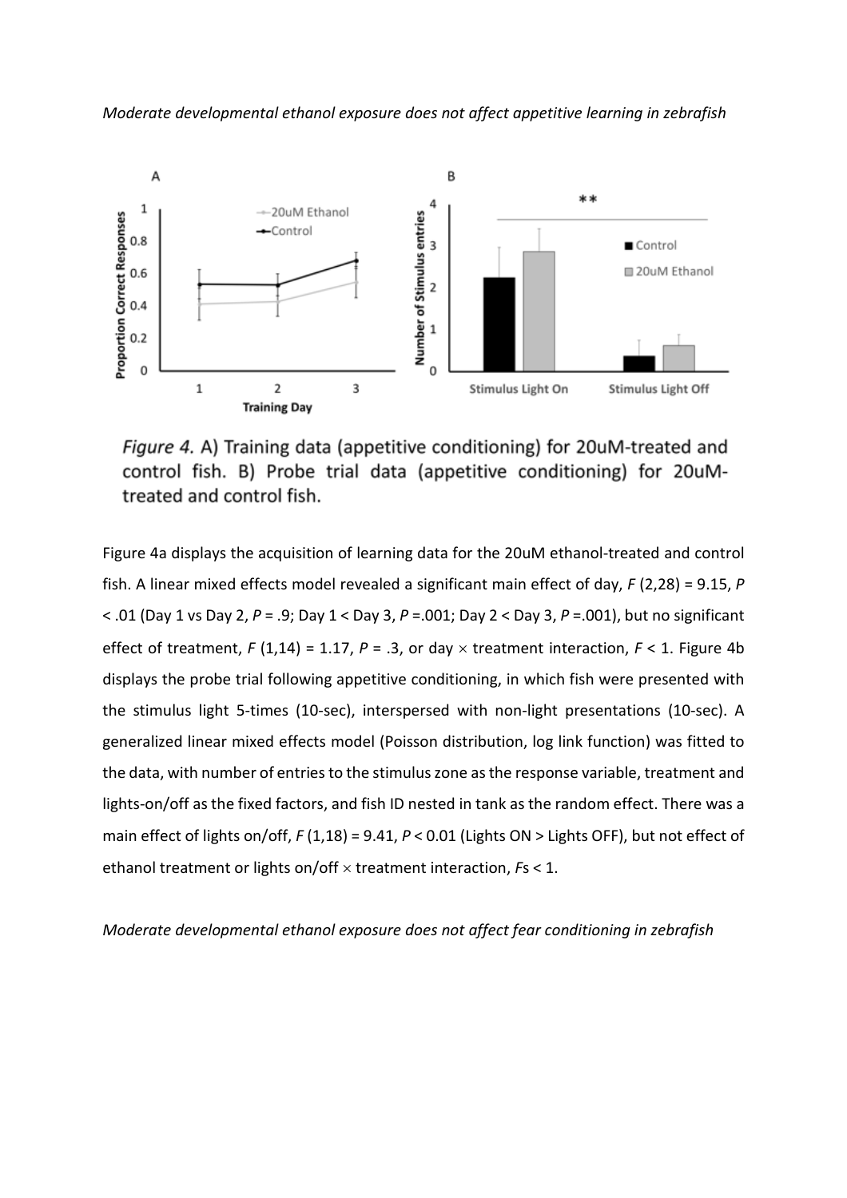*Moderate developmental ethanol exposure does not affect appetitive learning in zebrafish*

*Figure 4.* A) Training data (appetitive conditioning) for 20uM-treated and control fish. B) Probe trial data (appetitive conditioning) for 20uM-treated and control fish.

Figure 4a displays the acquisition of learning data for the 20uM ethanol-treated and control fish. A linear mixed effects model revealed a significant main effect of day, $F$ (2,28) = 9.15, $P$ < .01 (Day 1 vs Day 2, $P$ = .9; Day 1 < Day 3, $P$ =.001; Day 2 < Day 3, $P$ =.001), but no significant effect of treatment, $F$ (1,14) = 1.17, $P$ = .3, or day $\times$ treatment interaction, $F$ < 1. Figure 4b displays the probe trial following appetitive conditioning, in which fish were presented with the stimulus light 5-times (10-sec), interspersed with non-light presentations (10-sec). A generalized linear mixed effects model (Poisson distribution, log link function) was fitted to the data, with number of entries to the stimulus zone as the response variable, treatment and lights-on/off as the fixed factors, and fish ID nested in tank as the random effect. There was a main effect of lights on/off, $F$ (1,18) = 9.41, $P$ < 0.01 (Lights ON > Lights OFF), but not effect of ethanol treatment or lights on/off $\times$ treatment interaction, $F$s < 1.

*Moderate developmental ethanol exposure does not affect fear conditioning in zebrafish*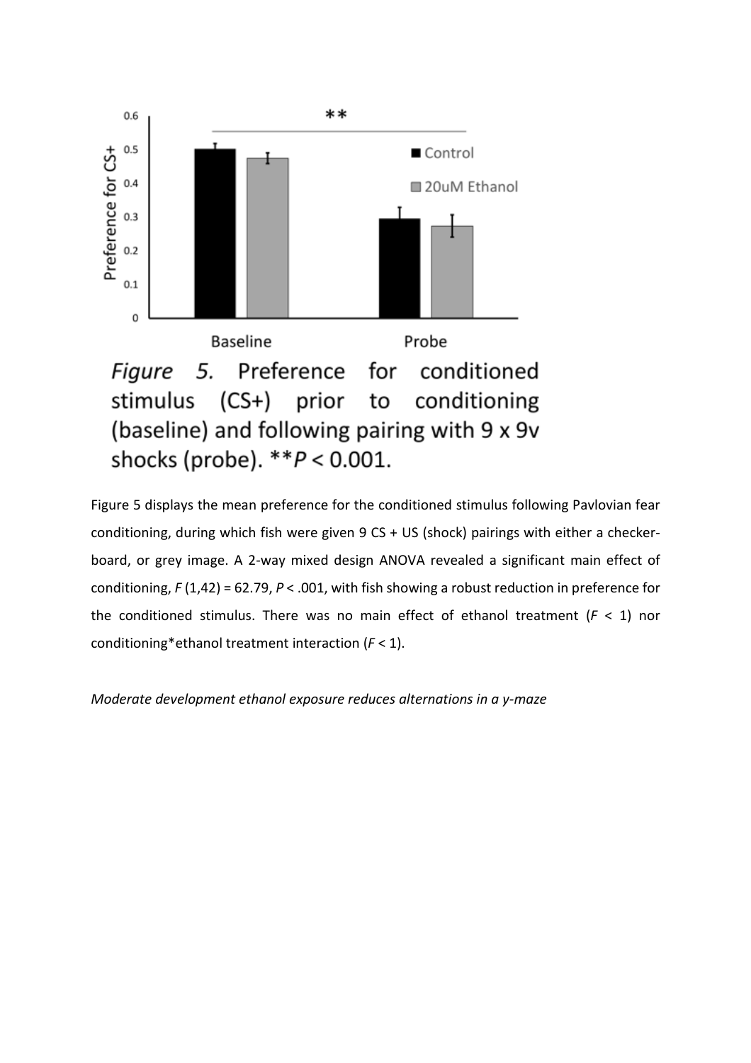*Figure 5.* Preference for conditioned stimulus (CS+) prior to conditioning (baseline) and following pairing with 9 x 9v shocks (probe). $^{**}P < 0.001$.

Figure 5 displays the mean preference for the conditioned stimulus following Pavlovian fear conditioning, during which fish were given 9 CS + US (shock) pairings with either a checker-board, or grey image. A 2-way mixed design ANOVA revealed a significant main effect of conditioning, $F(1,42) = 62.79$, $P < .001$, with fish showing a robust reduction in preference for the conditioned stimulus. There was no main effect of ethanol treatment ($F < 1$) nor conditioning*ethanol treatment interaction ($F < 1$).

*Moderate development ethanol exposure reduces alternations in a y-maze*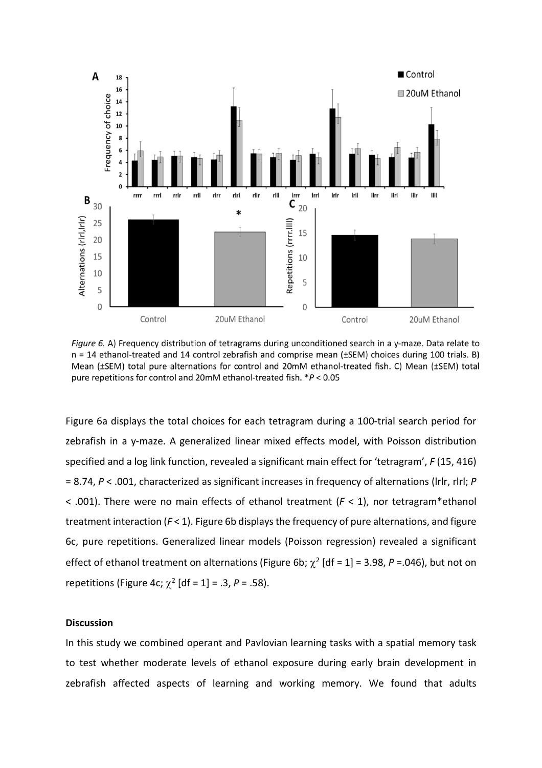Figure 6. A) Frequency distribution of tetragrams during unconditioned search in a y-maze. Data relate to n = 14 ethanol-treated and 14 control zebrafish and comprise mean (±SEM) choices during 100 trials. B) Mean (±SEM) total pure alternations for control and 20mM ethanol-treated fish. C) Mean (±SEM) total pure repetitions for control and 20mM ethanol-treated fish. *$P < 0.05$

Figure 6a displays the total choices for each tetragram during a 100-trial search period for zebrafish in a y-maze. A generalized linear mixed effects model, with Poisson distribution specified and a log link function, revealed a significant main effect for 'tetragram', $F$ (15, 416) = 8.74, $P < .001$, characterized as significant increases in frequency of alternations (lrlr, rlrl; $P < .001$). There were no main effects of ethanol treatment ($F < 1$), nor tetragram*ethanol treatment interaction ($F < 1$). Figure 6b displays the frequency of pure alternations, and figure 6c, pure repetitions. Generalized linear models (Poisson regression) revealed a significant effect of ethanol treatment on alternations (Figure 6b; $\chi^2$ [df = 1] = 3.98, $P$ =.046), but not on repetitions (Figure 4c; $\chi^2$ [df = 1] = .3, $P$ = .58).

## Discussion

In this study we combined operant and Pavlovian learning tasks with a spatial memory task to test whether moderate levels of ethanol exposure during early brain development in zebrafish affected aspects of learning and working memory. We found that adults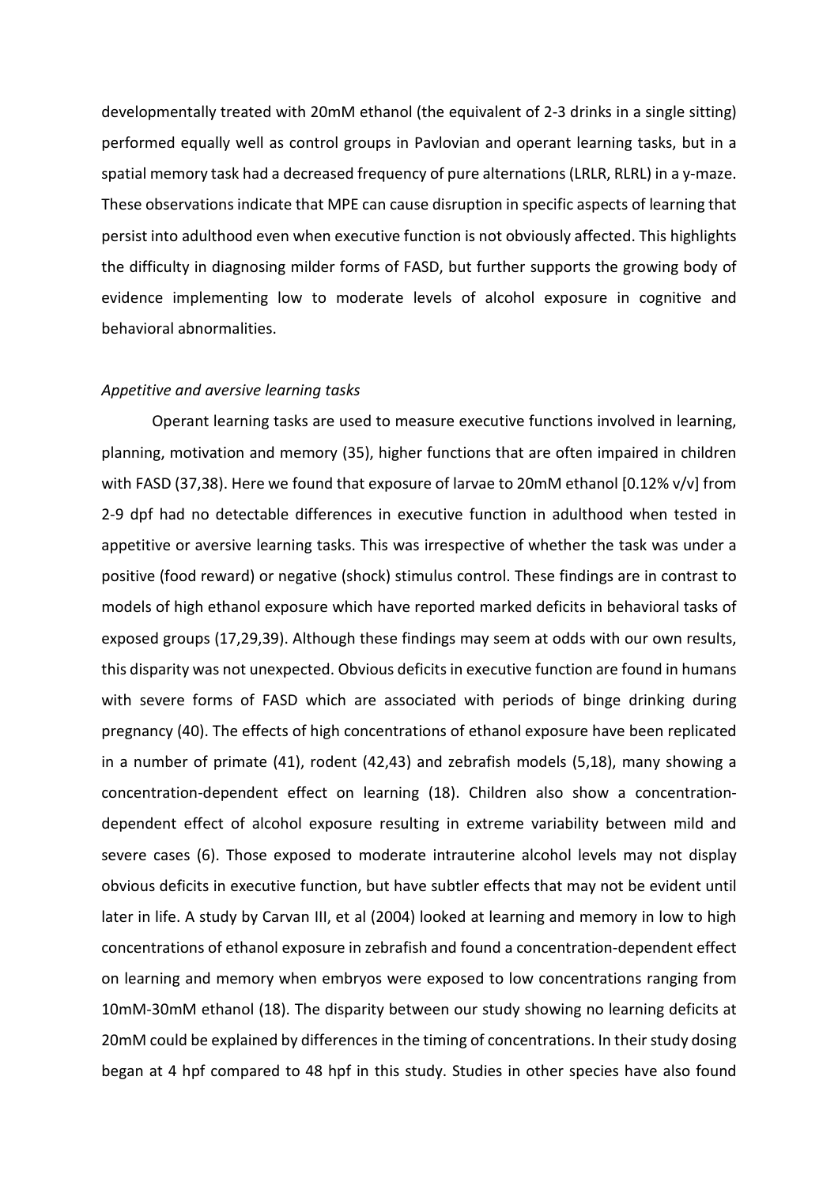developmentally treated with 20mM ethanol (the equivalent of 2-3 drinks in a single sitting) performed equally well as control groups in Pavlovian and operant learning tasks, but in a spatial memory task had a decreased frequency of pure alternations (LRLR, RLRL) in a y-maze. These observations indicate that MPE can cause disruption in specific aspects of learning that persist into adulthood even when executive function is not obviously affected. This highlights the difficulty in diagnosing milder forms of FASD, but further supports the growing body of evidence implementing low to moderate levels of alcohol exposure in cognitive and behavioral abnormalities.

*Appetitive and aversive learning tasks*

Operant learning tasks are used to measure executive functions involved in learning, planning, motivation and memory (35), higher functions that are often impaired in children with FASD (37,38). Here we found that exposure of larvae to 20mM ethanol [0.12% v/v] from 2-9 dpf had no detectable differences in executive function in adulthood when tested in appetitive or aversive learning tasks. This was irrespective of whether the task was under a positive (food reward) or negative (shock) stimulus control. These findings are in contrast to models of high ethanol exposure which have reported marked deficits in behavioral tasks of exposed groups (17,29,39). Although these findings may seem at odds with our own results, this disparity was not unexpected. Obvious deficits in executive function are found in humans with severe forms of FASD which are associated with periods of binge drinking during pregnancy (40). The effects of high concentrations of ethanol exposure have been replicated in a number of primate (41), rodent (42,43) and zebrafish models (5,18), many showing a concentration-dependent effect on learning (18). Children also show a concentration-dependent effect of alcohol exposure resulting in extreme variability between mild and severe cases (6). Those exposed to moderate intrauterine alcohol levels may not display obvious deficits in executive function, but have subtler effects that may not be evident until later in life. A study by Carvan III, et al (2004) looked at learning and memory in low to high concentrations of ethanol exposure in zebrafish and found a concentration-dependent effect on learning and memory when embryos were exposed to low concentrations ranging from 10mM-30mM ethanol (18). The disparity between our study showing no learning deficits at 20mM could be explained by differences in the timing of concentrations. In their study dosing began at 4 hpf compared to 48 hpf in this study. Studies in other species have also found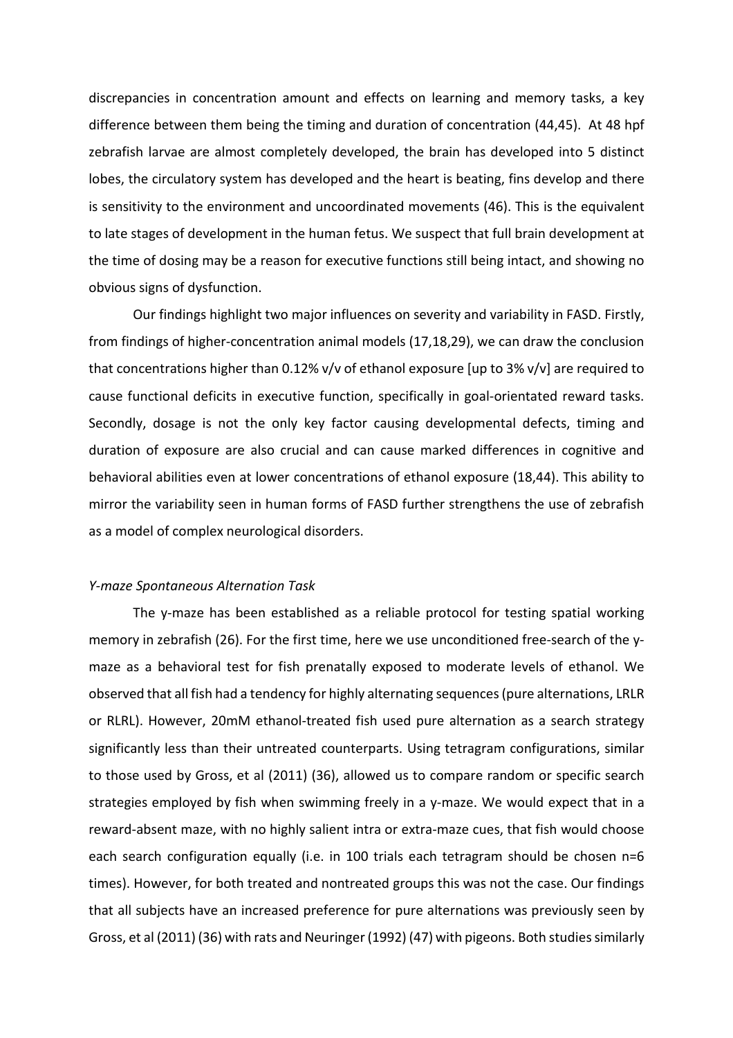discrepancies in concentration amount and effects on learning and memory tasks, a key difference between them being the timing and duration of concentration (44,45). At 48 hpf zebrafish larvae are almost completely developed, the brain has developed into 5 distinct lobes, the circulatory system has developed and the heart is beating, fins develop and there is sensitivity to the environment and uncoordinated movements (46). This is the equivalent to late stages of development in the human fetus. We suspect that full brain development at the time of dosing may be a reason for executive functions still being intact, and showing no obvious signs of dysfunction.

Our findings highlight two major influences on severity and variability in FASD. Firstly, from findings of higher-concentration animal models (17,18,29), we can draw the conclusion that concentrations higher than 0.12% v/v of ethanol exposure [up to 3% v/v] are required to cause functional deficits in executive function, specifically in goal-orientated reward tasks. Secondly, dosage is not the only key factor causing developmental defects, timing and duration of exposure are also crucial and can cause marked differences in cognitive and behavioral abilities even at lower concentrations of ethanol exposure (18,44). This ability to mirror the variability seen in human forms of FASD further strengthens the use of zebrafish as a model of complex neurological disorders.

*Y-maze Spontaneous Alternation Task*

The y-maze has been established as a reliable protocol for testing spatial working memory in zebrafish (26). For the first time, here we use unconditioned free-search of the y-maze as a behavioral test for fish prenatally exposed to moderate levels of ethanol. We observed that all fish had a tendency for highly alternating sequences (pure alternations, LRLR or RLRL). However, 20mM ethanol-treated fish used pure alternation as a search strategy significantly less than their untreated counterparts. Using tetragram configurations, similar to those used by Gross, et al (2011) (36), allowed us to compare random or specific search strategies employed by fish when swimming freely in a y-maze. We would expect that in a reward-absent maze, with no highly salient intra or extra-maze cues, that fish would choose each search configuration equally (i.e. in 100 trials each tetragram should be chosen n=6 times). However, for both treated and nontreated groups this was not the case. Our findings that all subjects have an increased preference for pure alternations was previously seen by Gross, et al (2011) (36) with rats and Neuringer (1992) (47) with pigeons. Both studies similarly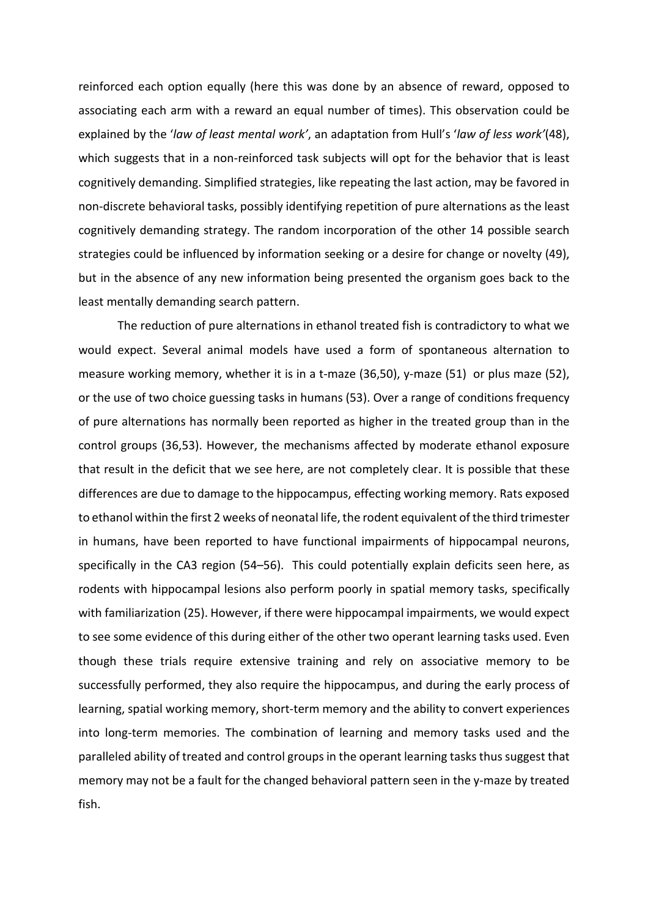reinforced each option equally (here this was done by an absence of reward, opposed to associating each arm with a reward an equal number of times). This observation could be explained by the '*law of least mental work'*, an adaptation from Hull's '*law of less work'*(48), which suggests that in a non-reinforced task subjects will opt for the behavior that is least cognitively demanding. Simplified strategies, like repeating the last action, may be favored in non-discrete behavioral tasks, possibly identifying repetition of pure alternations as the least cognitively demanding strategy. The random incorporation of the other 14 possible search strategies could be influenced by information seeking or a desire for change or novelty (49), but in the absence of any new information being presented the organism goes back to the least mentally demanding search pattern.

The reduction of pure alternations in ethanol treated fish is contradictory to what we would expect. Several animal models have used a form of spontaneous alternation to measure working memory, whether it is in a t-maze (36,50), y-maze (51) or plus maze (52), or the use of two choice guessing tasks in humans (53). Over a range of conditions frequency of pure alternations has normally been reported as higher in the treated group than in the control groups (36,53). However, the mechanisms affected by moderate ethanol exposure that result in the deficit that we see here, are not completely clear. It is possible that these differences are due to damage to the hippocampus, effecting working memory. Rats exposed to ethanol within the first 2 weeks of neonatal life, the rodent equivalent of the third trimester in humans, have been reported to have functional impairments of hippocampal neurons, specifically in the CA3 region (54–56). This could potentially explain deficits seen here, as rodents with hippocampal lesions also perform poorly in spatial memory tasks, specifically with familiarization (25). However, if there were hippocampal impairments, we would expect to see some evidence of this during either of the other two operant learning tasks used. Even though these trials require extensive training and rely on associative memory to be successfully performed, they also require the hippocampus, and during the early process of learning, spatial working memory, short-term memory and the ability to convert experiences into long-term memories. The combination of learning and memory tasks used and the paralleled ability of treated and control groups in the operant learning tasks thus suggest that memory may not be a fault for the changed behavioral pattern seen in the y-maze by treated fish.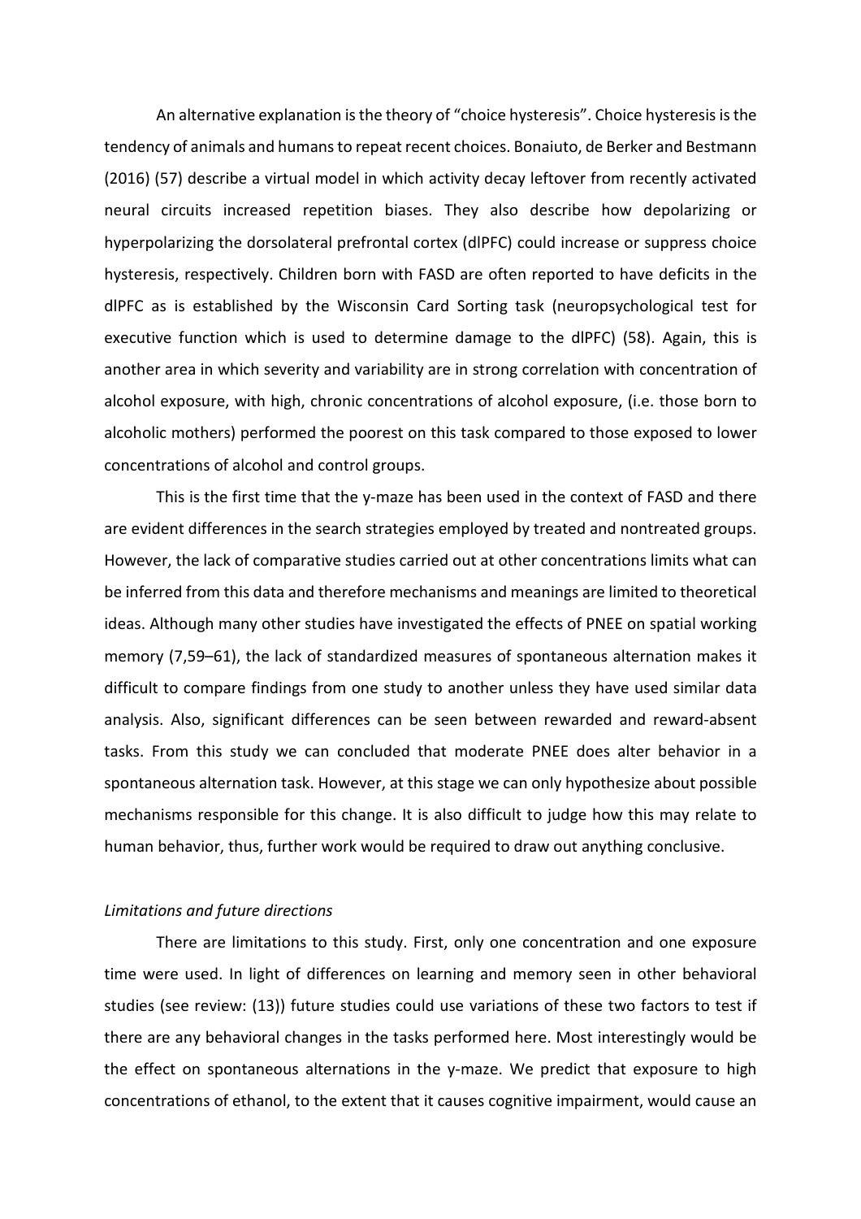An alternative explanation is the theory of "choice hysteresis". Choice hysteresis is the tendency of animals and humans to repeat recent choices. Bonaiuto, de Berker and Bestmann (2016) (57) describe a virtual model in which activity decay leftover from recently activated neural circuits increased repetition biases. They also describe how depolarizing or hyperpolarizing the dorsolateral prefrontal cortex (dlPFC) could increase or suppress choice hysteresis, respectively. Children born with FASD are often reported to have deficits in the dlPFC as is established by the Wisconsin Card Sorting task (neuropsychological test for executive function which is used to determine damage to the dlPFC) (58). Again, this is another area in which severity and variability are in strong correlation with concentration of alcohol exposure, with high, chronic concentrations of alcohol exposure, (i.e. those born to alcoholic mothers) performed the poorest on this task compared to those exposed to lower concentrations of alcohol and control groups.

This is the first time that the y-maze has been used in the context of FASD and there are evident differences in the search strategies employed by treated and nontreated groups. However, the lack of comparative studies carried out at other concentrations limits what can be inferred from this data and therefore mechanisms and meanings are limited to theoretical ideas. Although many other studies have investigated the effects of PNEE on spatial working memory (7,59–61), the lack of standardized measures of spontaneous alternation makes it difficult to compare findings from one study to another unless they have used similar data analysis. Also, significant differences can be seen between rewarded and reward-absent tasks. From this study we can concluded that moderate PNEE does alter behavior in a spontaneous alternation task. However, at this stage we can only hypothesize about possible mechanisms responsible for this change. It is also difficult to judge how this may relate to human behavior, thus, further work would be required to draw out anything conclusive.

*Limitations and future directions*

There are limitations to this study. First, only one concentration and one exposure time were used. In light of differences on learning and memory seen in other behavioral studies (see review: (13)) future studies could use variations of these two factors to test if there are any behavioral changes in the tasks performed here. Most interestingly would be the effect on spontaneous alternations in the y-maze. We predict that exposure to high concentrations of ethanol, to the extent that it causes cognitive impairment, would cause an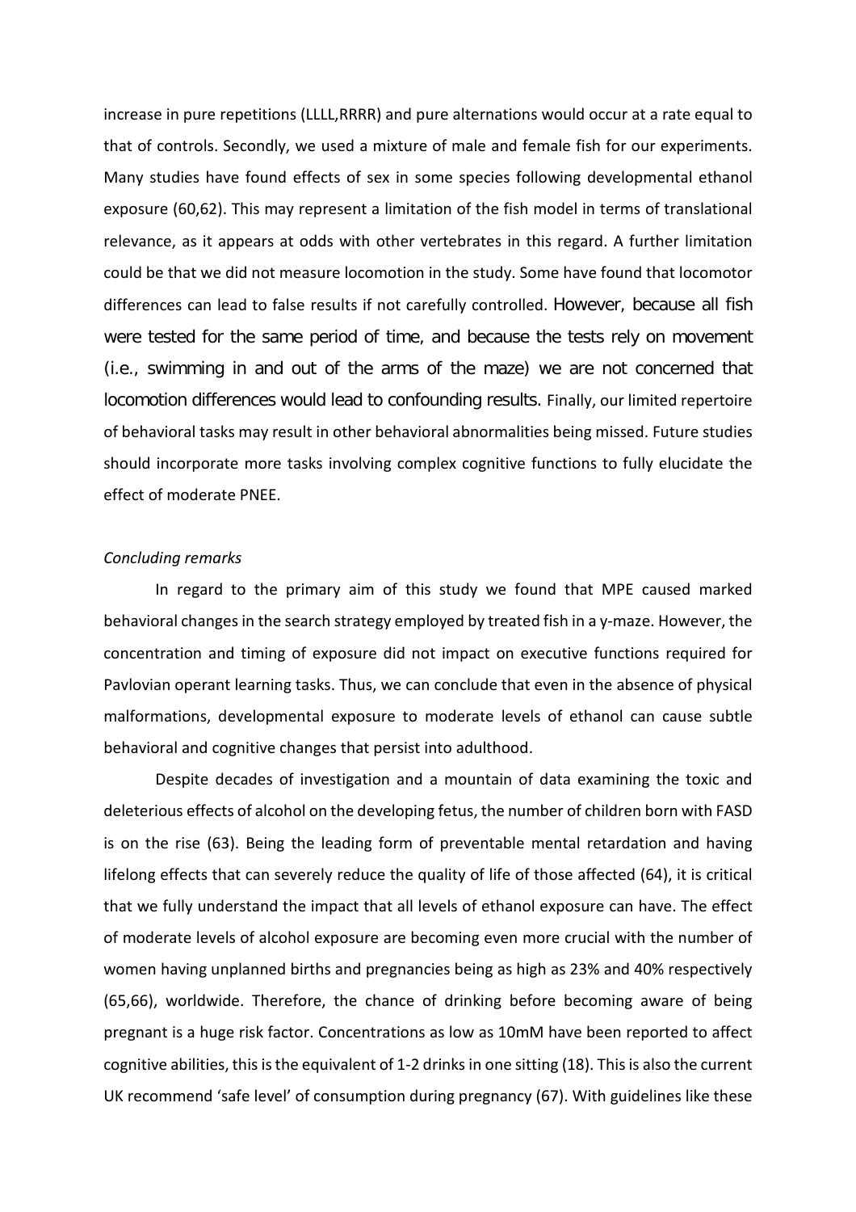increase in pure repetitions (LLLL,RRRR) and pure alternations would occur at a rate equal to that of controls. Secondly, we used a mixture of male and female fish for our experiments. Many studies have found effects of sex in some species following developmental ethanol exposure (60,62). This may represent a limitation of the fish model in terms of translational relevance, as it appears at odds with other vertebrates in this regard. A further limitation could be that we did not measure locomotion in the study. Some have found that locomotor differences can lead to false results if not carefully controlled. However, because all fish were tested for the same period of time, and because the tests rely on movement (i.e., swimming in and out of the arms of the maze) we are not concerned that locomotion differences would lead to confounding results. Finally, our limited repertoire of behavioral tasks may result in other behavioral abnormalities being missed. Future studies should incorporate more tasks involving complex cognitive functions to fully elucidate the effect of moderate PNEE.

*Concluding remarks*

In regard to the primary aim of this study we found that MPE caused marked behavioral changes in the search strategy employed by treated fish in a y-maze. However, the concentration and timing of exposure did not impact on executive functions required for Pavlovian operant learning tasks. Thus, we can conclude that even in the absence of physical malformations, developmental exposure to moderate levels of ethanol can cause subtle behavioral and cognitive changes that persist into adulthood.

Despite decades of investigation and a mountain of data examining the toxic and deleterious effects of alcohol on the developing fetus, the number of children born with FASD is on the rise (63). Being the leading form of preventable mental retardation and having lifelong effects that can severely reduce the quality of life of those affected (64), it is critical that we fully understand the impact that all levels of ethanol exposure can have. The effect of moderate levels of alcohol exposure are becoming even more crucial with the number of women having unplanned births and pregnancies being as high as 23% and 40% respectively (65,66), worldwide. Therefore, the chance of drinking before becoming aware of being pregnant is a huge risk factor. Concentrations as low as 10mM have been reported to affect cognitive abilities, this is the equivalent of 1-2 drinks in one sitting (18). This is also the current UK recommend 'safe level' of consumption during pregnancy (67). With guidelines like these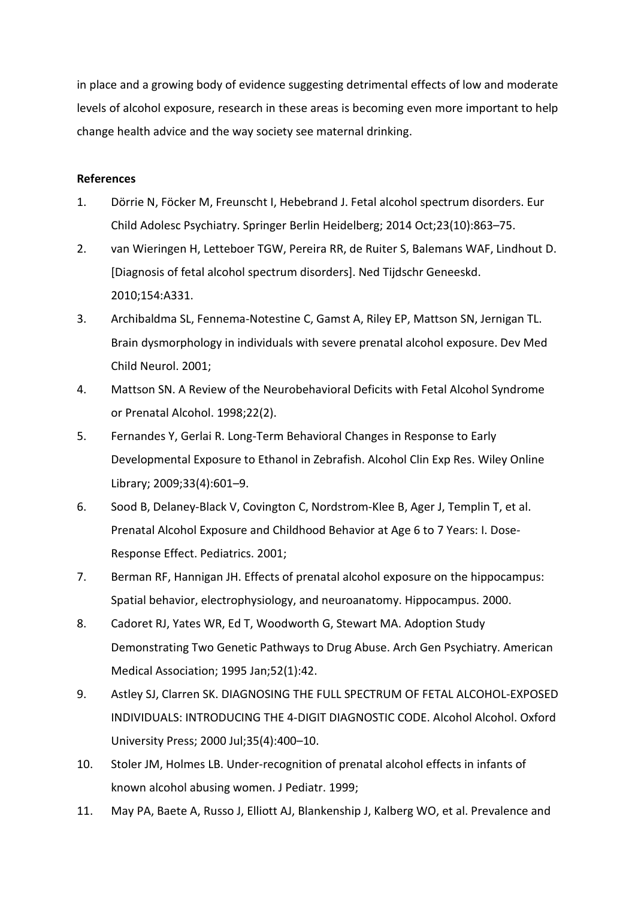in place and a growing body of evidence suggesting detrimental effects of low and moderate levels of alcohol exposure, research in these areas is becoming even more important to help change health advice and the way society see maternal drinking.

**References**

1. Dörrie N, Föcker M, Freunscht I, Hebebrand J. Fetal alcohol spectrum disorders. Eur Child Adolesc Psychiatry. Springer Berlin Heidelberg; 2014 Oct;23(10):863–75.
2. van Wieringen H, Letteboer TGW, Pereira RR, de Ruiter S, Balemans WAF, Lindhout D. [Diagnosis of fetal alcohol spectrum disorders]. Ned Tijdschr Geneeskd. 2010;154:A331.
3. Archibaldma SL, Fennema-Notestine C, Gamst A, Riley EP, Mattson SN, Jernigan TL. Brain dysmorphology in individuals with severe prenatal alcohol exposure. Dev Med Child Neurol. 2001;
4. Mattson SN. A Review of the Neurobehavioral Deficits with Fetal Alcohol Syndrome or Prenatal Alcohol. 1998;22(2).
5. Fernandes Y, Gerlai R. Long-Term Behavioral Changes in Response to Early Developmental Exposure to Ethanol in Zebrafish. Alcohol Clin Exp Res. Wiley Online Library; 2009;33(4):601–9.
6. Sood B, Delaney-Black V, Covington C, Nordstrom-Klee B, Ager J, Templin T, et al. Prenatal Alcohol Exposure and Childhood Behavior at Age 6 to 7 Years: I. Dose-Response Effect. Pediatrics. 2001;
7. Berman RF, Hannigan JH. Effects of prenatal alcohol exposure on the hippocampus: Spatial behavior, electrophysiology, and neuroanatomy. Hippocampus. 2000.
8. Cadoret RJ, Yates WR, Ed T, Woodworth G, Stewart MA. Adoption Study Demonstrating Two Genetic Pathways to Drug Abuse. Arch Gen Psychiatry. American Medical Association; 1995 Jan;52(1):42.
9. Astley SJ, Clarren SK. DIAGNOSING THE FULL SPECTRUM OF FETAL ALCOHOL-EXPOSED INDIVIDUALS: INTRODUCING THE 4-DIGIT DIAGNOSTIC CODE. Alcohol Alcohol. Oxford University Press; 2000 Jul;35(4):400–10.
10. Stoler JM, Holmes LB. Under-recognition of prenatal alcohol effects in infants of known alcohol abusing women. J Pediatr. 1999;
11. May PA, Baete A, Russo J, Elliott AJ, Blankenship J, Kalberg WO, et al. Prevalence and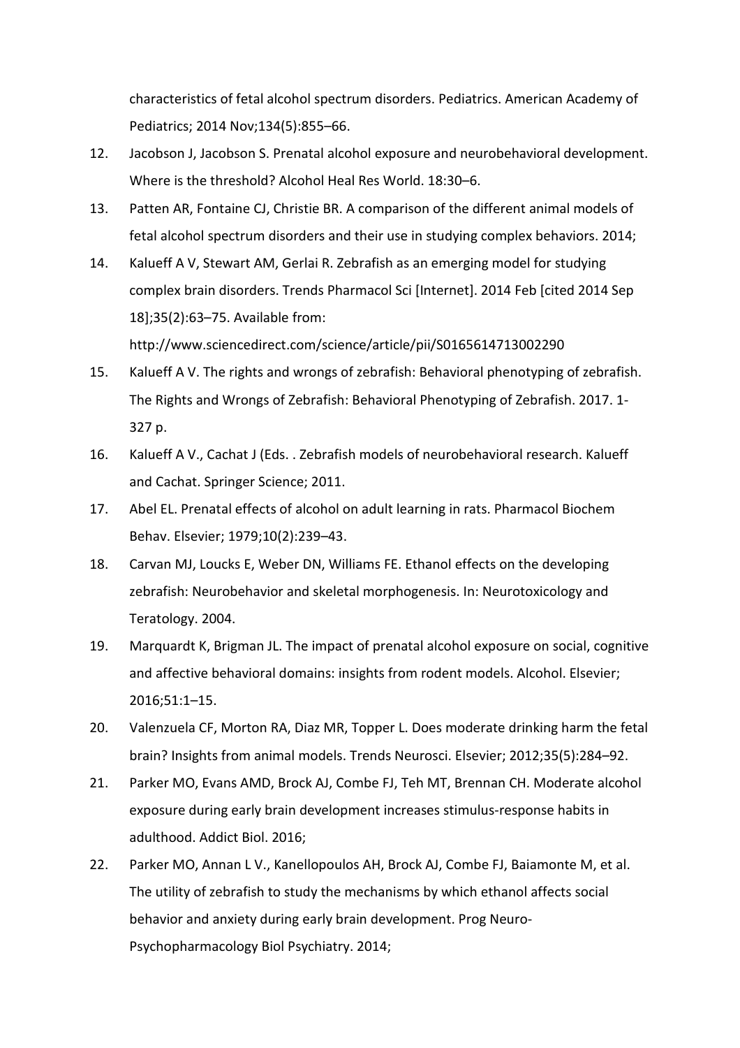characteristics of fetal alcohol spectrum disorders. Pediatrics. American Academy of Pediatrics; 2014 Nov;134(5):855–66.

12. Jacobson J, Jacobson S. Prenatal alcohol exposure and neurobehavioral development. Where is the threshold? Alcohol Heal Res World. 18:30–6.
13. Patten AR, Fontaine CJ, Christie BR. A comparison of the different animal models of fetal alcohol spectrum disorders and their use in studying complex behaviors. 2014;
14. Kalueff A V, Stewart AM, Gerlai R. Zebrafish as an emerging model for studying complex brain disorders. Trends Pharmacol Sci [Internet]. 2014 Feb [cited 2014 Sep 18];35(2):63–75. Available from: http://www.sciencedirect.com/science/article/pii/S0165614713002290
15. Kalueff A V. The rights and wrongs of zebrafish: Behavioral phenotyping of zebrafish. The Rights and Wrongs of Zebrafish: Behavioral Phenotyping of Zebrafish. 2017. 1-327 p.
16. Kalueff A V., Cachat J (Eds. . Zebrafish models of neurobehavioral research. Kalueff and Cachat. Springer Science; 2011.
17. Abel EL. Prenatal effects of alcohol on adult learning in rats. Pharmacol Biochem Behav. Elsevier; 1979;10(2):239–43.
18. Carvan MJ, Loucks E, Weber DN, Williams FE. Ethanol effects on the developing zebrafish: Neurobehavior and skeletal morphogenesis. In: Neurotoxicology and Teratology. 2004.
19. Marquardt K, Brigman JL. The impact of prenatal alcohol exposure on social, cognitive and affective behavioral domains: insights from rodent models. Alcohol. Elsevier; 2016;51:1–15.
20. Valenzuela CF, Morton RA, Diaz MR, Topper L. Does moderate drinking harm the fetal brain? Insights from animal models. Trends Neurosci. Elsevier; 2012;35(5):284–92.
21. Parker MO, Evans AMD, Brock AJ, Combe FJ, Teh MT, Brennan CH. Moderate alcohol exposure during early brain development increases stimulus-response habits in adulthood. Addict Biol. 2016;
22. Parker MO, Annan L V., Kanellopoulos AH, Brock AJ, Combe FJ, Baiamonte M, et al. The utility of zebrafish to study the mechanisms by which ethanol affects social behavior and anxiety during early brain development. Prog Neuro-Psychopharmacology Biol Psychiatry. 2014;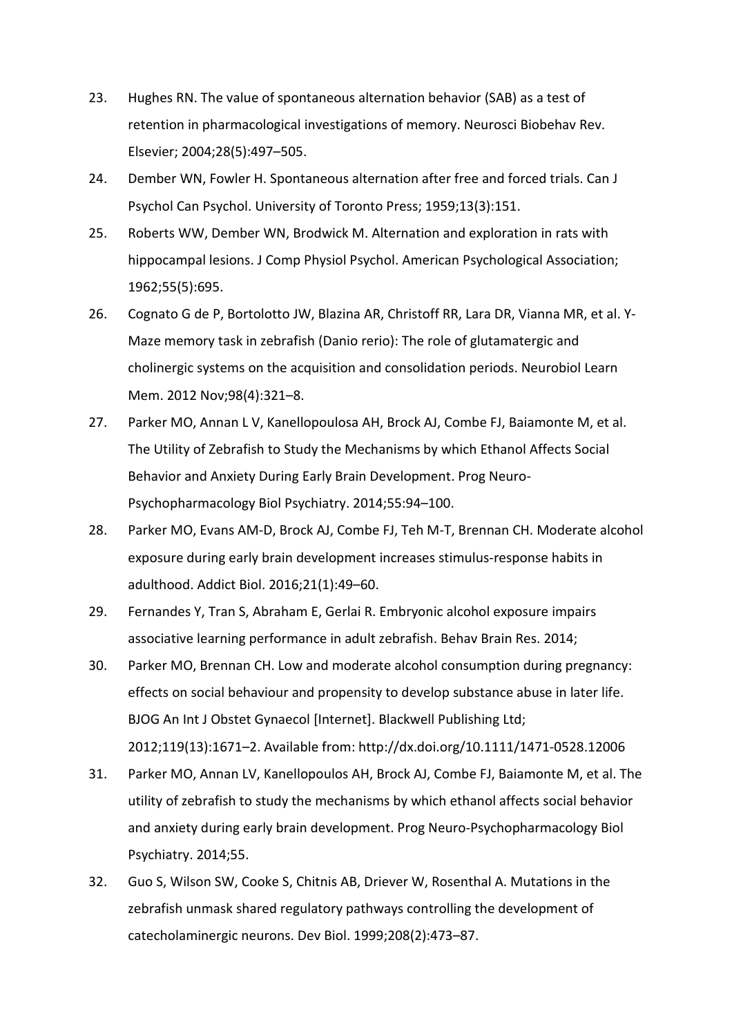23. Hughes RN. The value of spontaneous alternation behavior (SAB) as a test of retention in pharmacological investigations of memory. Neurosci Biobehav Rev. Elsevier; 2004;28(5):497–505.
24. Dember WN, Fowler H. Spontaneous alternation after free and forced trials. Can J Psychol Can Psychol. University of Toronto Press; 1959;13(3):151.
25. Roberts WW, Dember WN, Brodwick M. Alternation and exploration in rats with hippocampal lesions. J Comp Physiol Psychol. American Psychological Association; 1962;55(5):695.
26. Cognato G de P, Bortolotto JW, Blazina AR, Christoff RR, Lara DR, Vianna MR, et al. Y-Maze memory task in zebrafish (Danio rerio): The role of glutamatergic and cholinergic systems on the acquisition and consolidation periods. Neurobiol Learn Mem. 2012 Nov;98(4):321–8.
27. Parker MO, Annan L V, Kanellopoulosa AH, Brock AJ, Combe FJ, Baiamonte M, et al. The Utility of Zebrafish to Study the Mechanisms by which Ethanol Affects Social Behavior and Anxiety During Early Brain Development. Prog Neuro-Psychopharmacology Biol Psychiatry. 2014;55:94–100.
28. Parker MO, Evans AM-D, Brock AJ, Combe FJ, Teh M-T, Brennan CH. Moderate alcohol exposure during early brain development increases stimulus-response habits in adulthood. Addict Biol. 2016;21(1):49–60.
29. Fernandes Y, Tran S, Abraham E, Gerlai R. Embryonic alcohol exposure impairs associative learning performance in adult zebrafish. Behav Brain Res. 2014;
30. Parker MO, Brennan CH. Low and moderate alcohol consumption during pregnancy: effects on social behaviour and propensity to develop substance abuse in later life. BJOG An Int J Obstet Gynaecol [Internet]. Blackwell Publishing Ltd; 2012;119(13):1671–2. Available from: http://dx.doi.org/10.1111/1471-0528.12006
31. Parker MO, Annan LV, Kanellopoulos AH, Brock AJ, Combe FJ, Baiamonte M, et al. The utility of zebrafish to study the mechanisms by which ethanol affects social behavior and anxiety during early brain development. Prog Neuro-Psychopharmacology Biol Psychiatry. 2014;55.
32. Guo S, Wilson SW, Cooke S, Chitnis AB, Driever W, Rosenthal A. Mutations in the zebrafish unmask shared regulatory pathways controlling the development of catecholaminergic neurons. Dev Biol. 1999;208(2):473–87.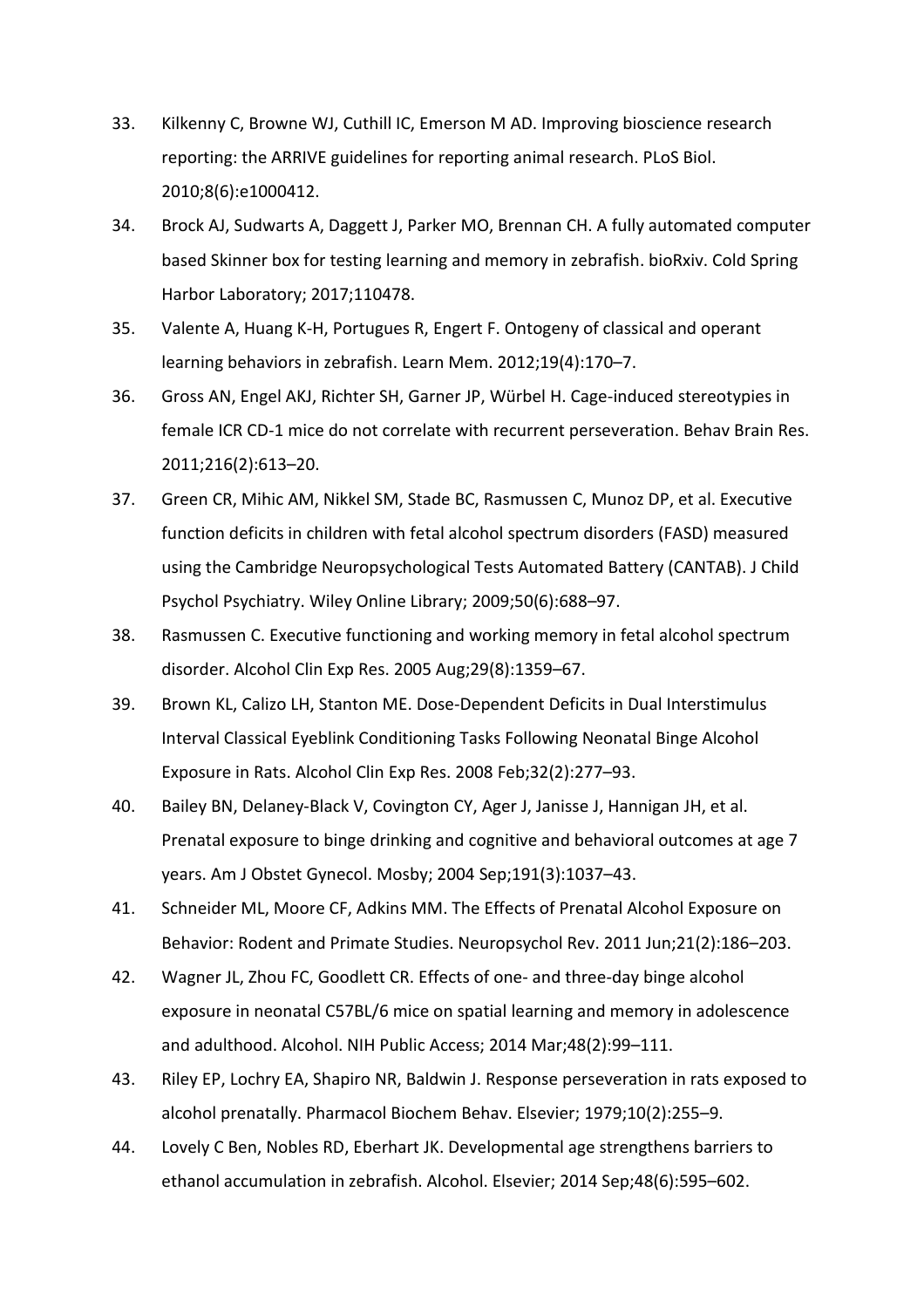33. Kilkenny C, Browne WJ, Cuthill IC, Emerson M AD. Improving bioscience research reporting: the ARRIVE guidelines for reporting animal research. PLoS Biol. 2010;8(6):e1000412.
34. Brock AJ, Sudwarts A, Daggett J, Parker MO, Brennan CH. A fully automated computer based Skinner box for testing learning and memory in zebrafish. bioRxiv. Cold Spring Harbor Laboratory; 2017;110478.
35. Valente A, Huang K-H, Portugues R, Engert F. Ontogeny of classical and operant learning behaviors in zebrafish. Learn Mem. 2012;19(4):170–7.
36. Gross AN, Engel AKJ, Richter SH, Garner JP, Würbel H. Cage-induced stereotypies in female ICR CD-1 mice do not correlate with recurrent perseveration. Behav Brain Res. 2011;216(2):613–20.
37. Green CR, Mihic AM, Nikkel SM, Stade BC, Rasmussen C, Munoz DP, et al. Executive function deficits in children with fetal alcohol spectrum disorders (FASD) measured using the Cambridge Neuropsychological Tests Automated Battery (CANTAB). J Child Psychol Psychiatry. Wiley Online Library; 2009;50(6):688–97.
38. Rasmussen C. Executive functioning and working memory in fetal alcohol spectrum disorder. Alcohol Clin Exp Res. 2005 Aug;29(8):1359–67.
39. Brown KL, Calizo LH, Stanton ME. Dose-Dependent Deficits in Dual Interstimulus Interval Classical Eyeblink Conditioning Tasks Following Neonatal Binge Alcohol Exposure in Rats. Alcohol Clin Exp Res. 2008 Feb;32(2):277–93.
40. Bailey BN, Delaney-Black V, Covington CY, Ager J, Janisse J, Hannigan JH, et al. Prenatal exposure to binge drinking and cognitive and behavioral outcomes at age 7 years. Am J Obstet Gynecol. Mosby; 2004 Sep;191(3):1037–43.
41. Schneider ML, Moore CF, Adkins MM. The Effects of Prenatal Alcohol Exposure on Behavior: Rodent and Primate Studies. Neuropsychol Rev. 2011 Jun;21(2):186–203.
42. Wagner JL, Zhou FC, Goodlett CR. Effects of one- and three-day binge alcohol exposure in neonatal C57BL/6 mice on spatial learning and memory in adolescence and adulthood. Alcohol. NIH Public Access; 2014 Mar;48(2):99–111.
43. Riley EP, Lochry EA, Shapiro NR, Baldwin J. Response perseveration in rats exposed to alcohol prenatally. Pharmacol Biochem Behav. Elsevier; 1979;10(2):255–9.
44. Lovely C Ben, Nobles RD, Eberhart JK. Developmental age strengthens barriers to ethanol accumulation in zebrafish. Alcohol. Elsevier; 2014 Sep;48(6):595–602.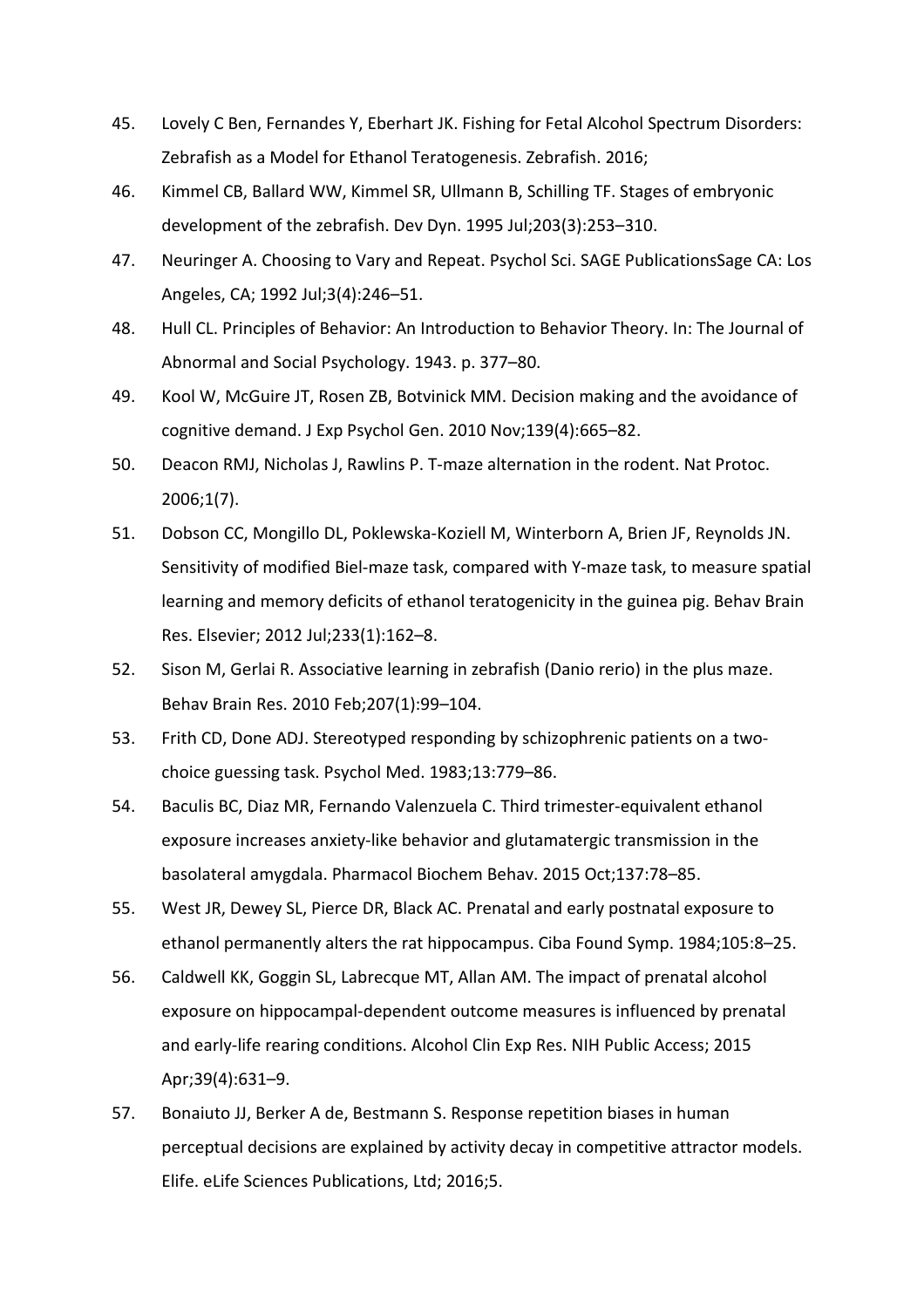45. Lovely C Ben, Fernandes Y, Eberhart JK. Fishing for Fetal Alcohol Spectrum Disorders: Zebrafish as a Model for Ethanol Teratogenesis. Zebrafish. 2016;
46. Kimmel CB, Ballard WW, Kimmel SR, Ullmann B, Schilling TF. Stages of embryonic development of the zebrafish. Dev Dyn. 1995 Jul;203(3):253–310.
47. Neuringer A. Choosing to Vary and Repeat. Psychol Sci. SAGE PublicationsSage CA: Los Angeles, CA; 1992 Jul;3(4):246–51.
48. Hull CL. Principles of Behavior: An Introduction to Behavior Theory. In: The Journal of Abnormal and Social Psychology. 1943. p. 377–80.
49. Kool W, McGuire JT, Rosen ZB, Botvinick MM. Decision making and the avoidance of cognitive demand. J Exp Psychol Gen. 2010 Nov;139(4):665–82.
50. Deacon RMJ, Nicholas J, Rawlins P. T-maze alternation in the rodent. Nat Protoc. 2006;1(7).
51. Dobson CC, Mongillo DL, Poklewska-Koziell M, Winterborn A, Brien JF, Reynolds JN. Sensitivity of modified Biel-maze task, compared with Y-maze task, to measure spatial learning and memory deficits of ethanol teratogenicity in the guinea pig. Behav Brain Res. Elsevier; 2012 Jul;233(1):162–8.
52. Sison M, Gerlai R. Associative learning in zebrafish (Danio rerio) in the plus maze. Behav Brain Res. 2010 Feb;207(1):99–104.
53. Frith CD, Done ADJ. Stereotyped responding by schizophrenic patients on a two-choice guessing task. Psychol Med. 1983;13:779–86.
54. Baculis BC, Diaz MR, Fernando Valenzuela C. Third trimester-equivalent ethanol exposure increases anxiety-like behavior and glutamatergic transmission in the basolateral amygdala. Pharmacol Biochem Behav. 2015 Oct;137:78–85.
55. West JR, Dewey SL, Pierce DR, Black AC. Prenatal and early postnatal exposure to ethanol permanently alters the rat hippocampus. Ciba Found Symp. 1984;105:8–25.
56. Caldwell KK, Goggin SL, Labrecque MT, Allan AM. The impact of prenatal alcohol exposure on hippocampal-dependent outcome measures is influenced by prenatal and early-life rearing conditions. Alcohol Clin Exp Res. NIH Public Access; 2015 Apr;39(4):631–9.
57. Bonaiuto JJ, Berker A de, Bestmann S. Response repetition biases in human perceptual decisions are explained by activity decay in competitive attractor models. Elife. eLife Sciences Publications, Ltd; 2016;5.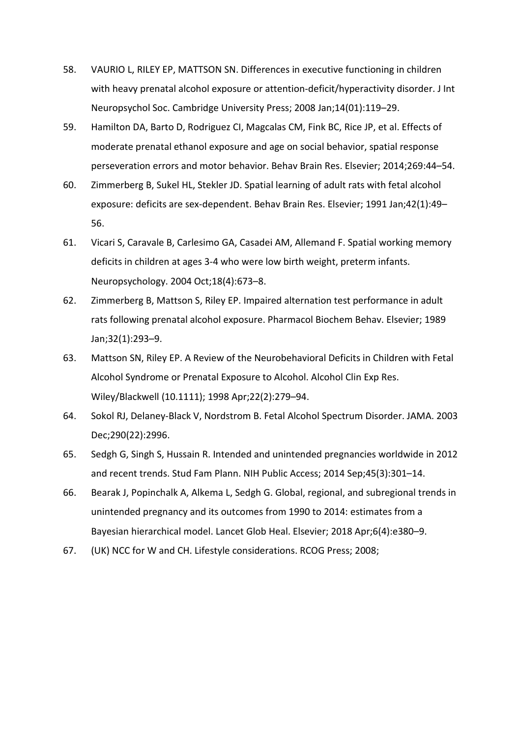58. VAURIO L, RILEY EP, MATTSON SN. Differences in executive functioning in children with heavy prenatal alcohol exposure or attention-deficit/hyperactivity disorder. J Int Neuropsychol Soc. Cambridge University Press; 2008 Jan;14(01):119–29.
59. Hamilton DA, Barto D, Rodriguez CI, Magcalas CM, Fink BC, Rice JP, et al. Effects of moderate prenatal ethanol exposure and age on social behavior, spatial response perseveration errors and motor behavior. Behav Brain Res. Elsevier; 2014;269:44–54.
60. Zimmerberg B, Sukel HL, Stekler JD. Spatial learning of adult rats with fetal alcohol exposure: deficits are sex-dependent. Behav Brain Res. Elsevier; 1991 Jan;42(1):49–56.
61. Vicari S, Caravale B, Carlesimo GA, Casadei AM, Allemand F. Spatial working memory deficits in children at ages 3-4 who were low birth weight, preterm infants. Neuropsychology. 2004 Oct;18(4):673–8.
62. Zimmerberg B, Mattson S, Riley EP. Impaired alternation test performance in adult rats following prenatal alcohol exposure. Pharmacol Biochem Behav. Elsevier; 1989 Jan;32(1):293–9.
63. Mattson SN, Riley EP. A Review of the Neurobehavioral Deficits in Children with Fetal Alcohol Syndrome or Prenatal Exposure to Alcohol. Alcohol Clin Exp Res. Wiley/Blackwell (10.1111); 1998 Apr;22(2):279–94.
64. Sokol RJ, Delaney-Black V, Nordstrom B. Fetal Alcohol Spectrum Disorder. JAMA. 2003 Dec;290(22):2996.
65. Sedgh G, Singh S, Hussain R. Intended and unintended pregnancies worldwide in 2012 and recent trends. Stud Fam Plann. NIH Public Access; 2014 Sep;45(3):301–14.
66. Bearak J, Popinchalk A, Alkema L, Sedgh G. Global, regional, and subregional trends in unintended pregnancy and its outcomes from 1990 to 2014: estimates from a Bayesian hierarchical model. Lancet Glob Heal. Elsevier; 2018 Apr;6(4):e380–9.
67. (UK) NCC for W and CH. Lifestyle considerations. RCOG Press; 2008;